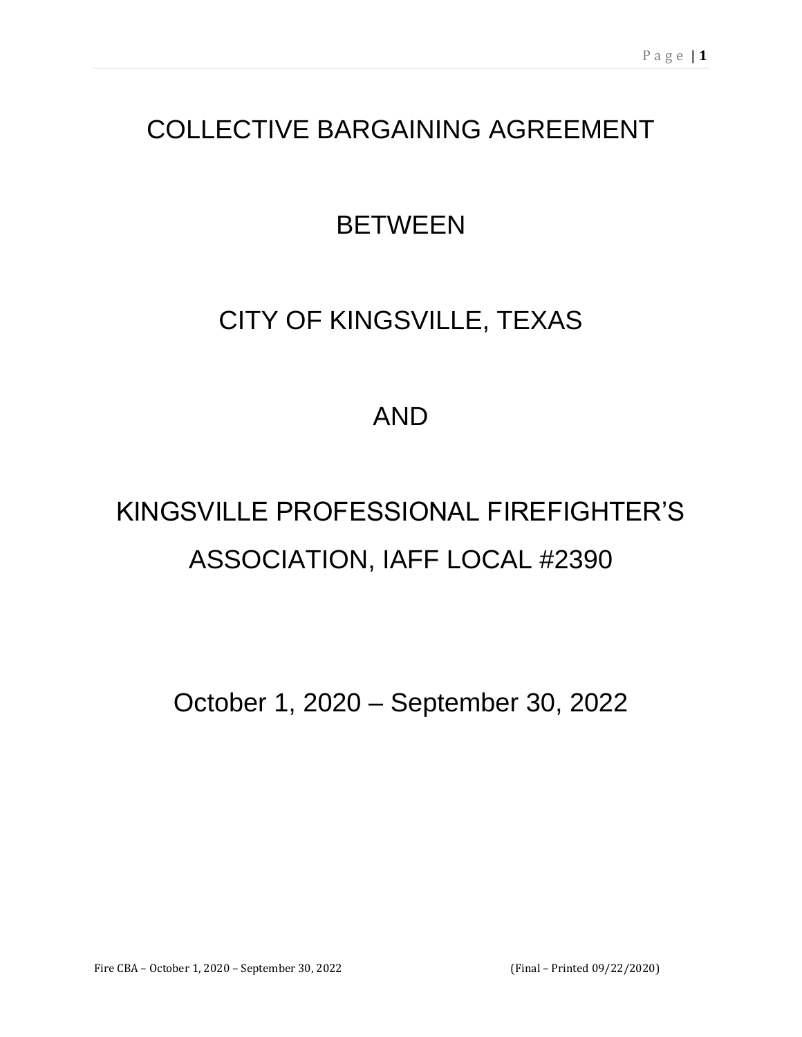# COLLECTIVE BARGAINING AGREEMENT

# BETWEEN

# CITY OF KINGSVILLE, TEXAS

# AND

# KINGSVILLE PROFESSIONAL FIREFIGHTER'S ASSOCIATION, IAFF LOCAL #2390

October 1, 2020 – September 30, 2022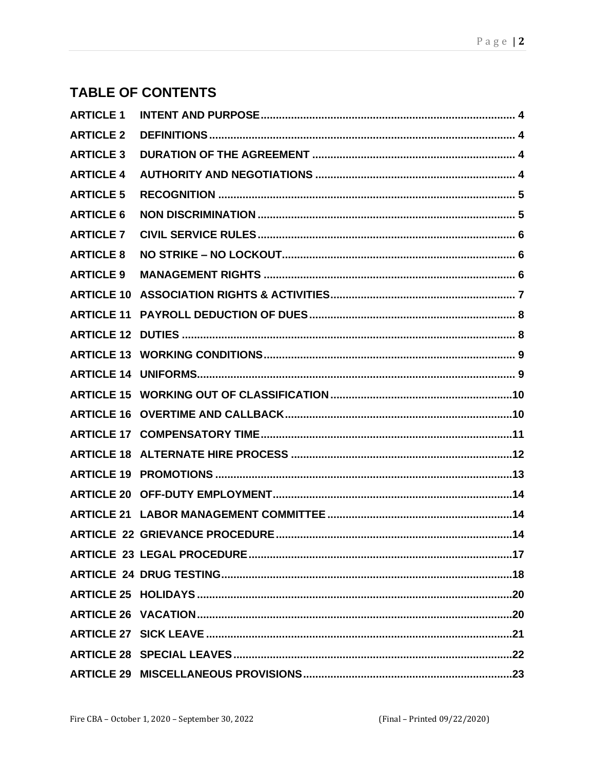## TABLE OF CONTENTS

| | | |
|---|---|---|
| **ARTICLE 1** | **INTENT AND PURPOSE** | **4** |
| **ARTICLE 2** | **DEFINITIONS** | **4** |
| **ARTICLE 3** | **DURATION OF THE AGREEMENT** | **4** |
| **ARTICLE 4** | **AUTHORITY AND NEGOTIATIONS** | **4** |
| **ARTICLE 5** | **RECOGNITION** | **5** |
| **ARTICLE 6** | **NON DISCRIMINATION** | **5** |
| **ARTICLE 7** | **CIVIL SERVICE RULES** | **6** |
| **ARTICLE 8** | **NO STRIKE – NO LOCKOUT** | **6** |
| **ARTICLE 9** | **MANAGEMENT RIGHTS** | **6** |
| **ARTICLE 10** | **ASSOCIATION RIGHTS & ACTIVITIES** | **7** |
| **ARTICLE 11** | **PAYROLL DEDUCTION OF DUES** | **8** |
| **ARTICLE 12** | **DUTIES** | **8** |
| **ARTICLE 13** | **WORKING CONDITIONS** | **9** |
| **ARTICLE 14** | **UNIFORMS** | **9** |
| **ARTICLE 15** | **WORKING OUT OF CLASSIFICATION** | **10** |
| **ARTICLE 16** | **OVERTIME AND CALLBACK** | **10** |
| **ARTICLE 17** | **COMPENSATORY TIME** | **11** |
| **ARTICLE 18** | **ALTERNATE HIRE PROCESS** | **12** |
| **ARTICLE 19** | **PROMOTIONS** | **13** |
| **ARTICLE 20** | **OFF-DUTY EMPLOYMENT** | **14** |
| **ARTICLE 21** | **LABOR MANAGEMENT COMMITTEE** | **14** |
| **ARTICLE 22** | **GRIEVANCE PROCEDURE** | **14** |
| **ARTICLE 23** | **LEGAL PROCEDURE** | **17** |
| **ARTICLE 24** | **DRUG TESTING** | **18** |
| **ARTICLE 25** | **HOLIDAYS** | **20** |
| **ARTICLE 26** | **VACATION** | **20** |
| **ARTICLE 27** | **SICK LEAVE** | **21** |
| **ARTICLE 28** | **SPECIAL LEAVES** | **22** |
| **ARTICLE 29** | **MISCELLANEOUS PROVISIONS** | **23** |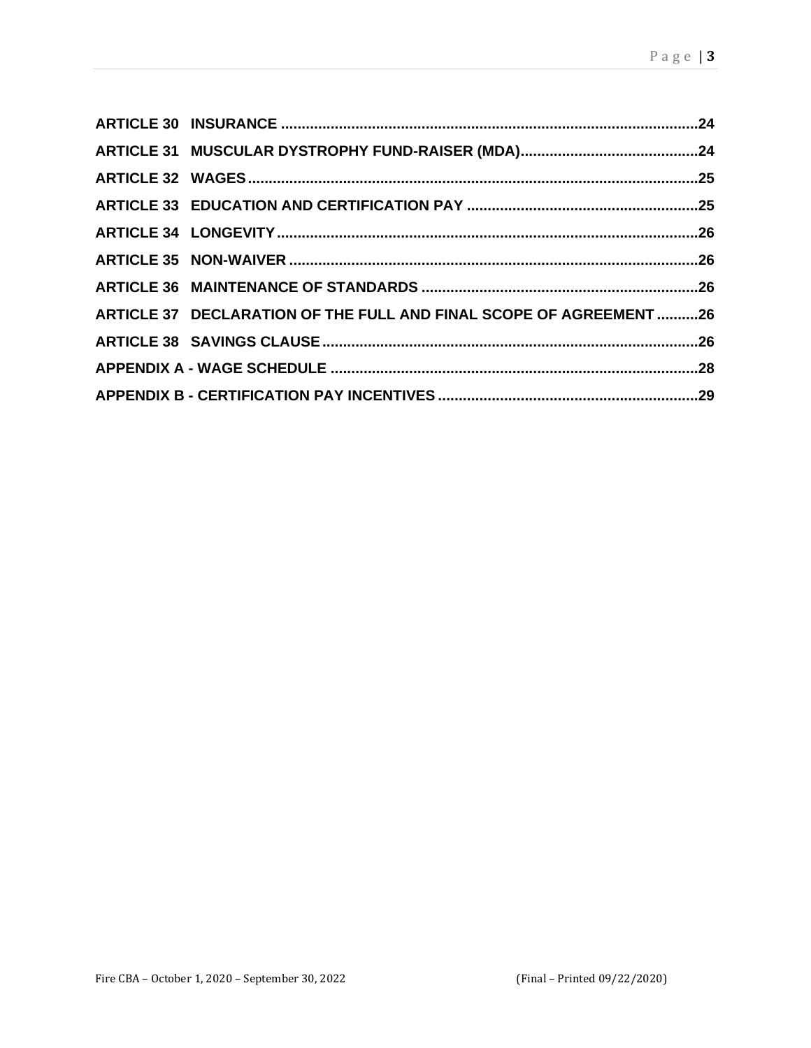**ARTICLE 30 INSURANCE ....................................................................................................24**

**ARTICLE 31 MUSCULAR DYSTROPHY FUND-RAISER (MDA)...........................................24**

**ARTICLE 32 WAGES ............................................................................................................25**

**ARTICLE 33 EDUCATION AND CERTIFICATION PAY .......................................................25**

**ARTICLE 34 LONGEVITY .....................................................................................................26**

**ARTICLE 35 NON-WAIVER ...................................................................................................26**

**ARTICLE 36 MAINTENANCE OF STANDARDS ...................................................................26**

**ARTICLE 37 DECLARATION OF THE FULL AND FINAL SCOPE OF AGREEMENT ..........26**

**ARTICLE 38 SAVINGS CLAUSE ..........................................................................................26**

**APPENDIX A - WAGE SCHEDULE .........................................................................................28**

**APPENDIX B - CERTIFICATION PAY INCENTIVES ...............................................................29**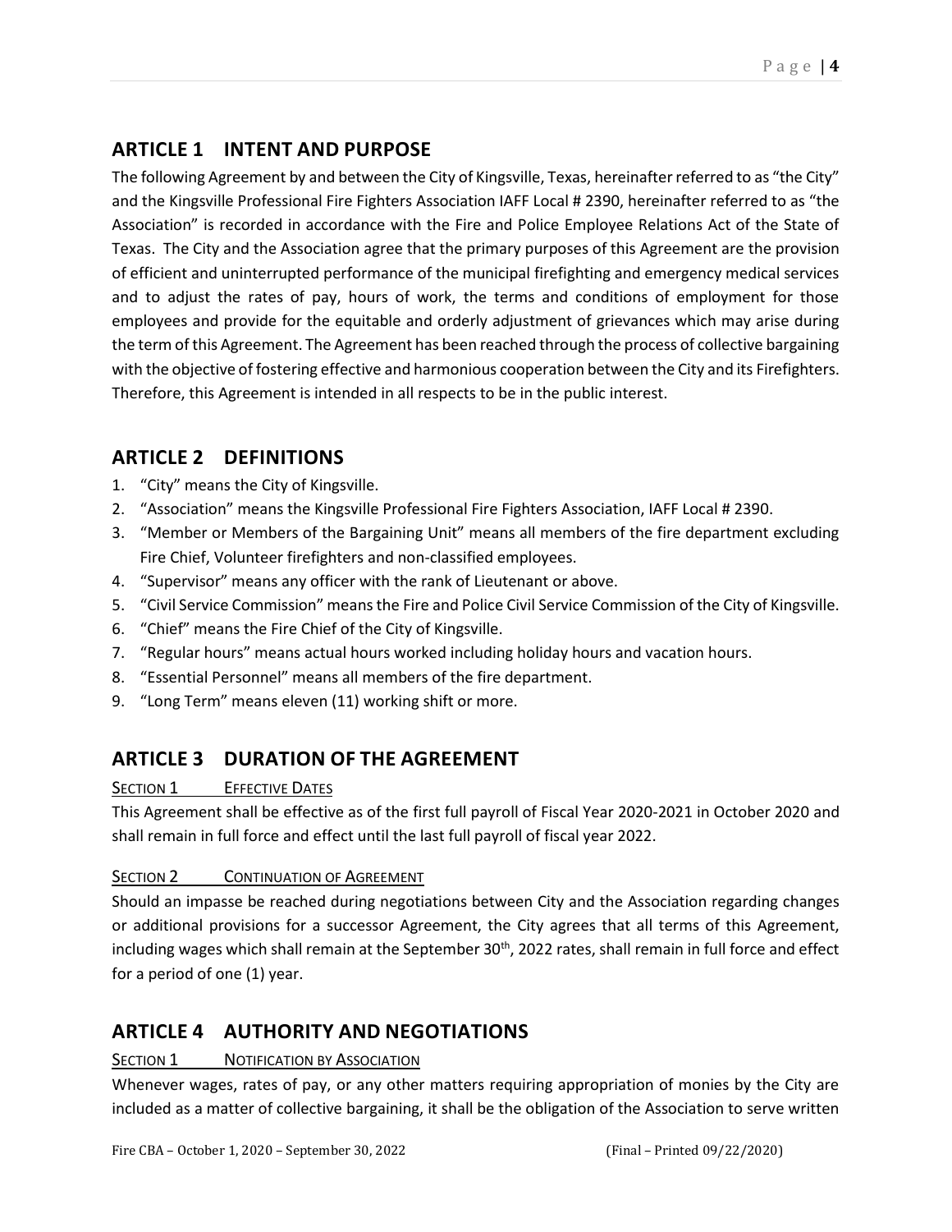## ARTICLE 1 INTENT AND PURPOSE

The following Agreement by and between the City of Kingsville, Texas, hereinafter referred to as "the City" and the Kingsville Professional Fire Fighters Association IAFF Local # 2390, hereinafter referred to as "the Association" is recorded in accordance with the Fire and Police Employee Relations Act of the State of Texas. The City and the Association agree that the primary purposes of this Agreement are the provision of efficient and uninterrupted performance of the municipal firefighting and emergency medical services and to adjust the rates of pay, hours of work, the terms and conditions of employment for those employees and provide for the equitable and orderly adjustment of grievances which may arise during the term of this Agreement. The Agreement has been reached through the process of collective bargaining with the objective of fostering effective and harmonious cooperation between the City and its Firefighters. Therefore, this Agreement is intended in all respects to be in the public interest.

## ARTICLE 2 DEFINITIONS

1. "City" means the City of Kingsville.
2. "Association" means the Kingsville Professional Fire Fighters Association, IAFF Local # 2390.
3. "Member or Members of the Bargaining Unit" means all members of the fire department excluding Fire Chief, Volunteer firefighters and non-classified employees.
4. "Supervisor" means any officer with the rank of Lieutenant or above.
5. "Civil Service Commission" means the Fire and Police Civil Service Commission of the City of Kingsville.
6. "Chief" means the Fire Chief of the City of Kingsville.
7. "Regular hours" means actual hours worked including holiday hours and vacation hours.
8. "Essential Personnel" means all members of the fire department.
9. "Long Term" means eleven (11) working shift or more.

## ARTICLE 3 DURATION OF THE AGREEMENT

SECTION 1 EFFECTIVE DATES

This Agreement shall be effective as of the first full payroll of Fiscal Year 2020-2021 in October 2020 and shall remain in full force and effect until the last full payroll of fiscal year 2022.

SECTION 2 CONTINUATION OF AGREEMENT

Should an impasse be reached during negotiations between City and the Association regarding changes or additional provisions for a successor Agreement, the City agrees that all terms of this Agreement, including wages which shall remain at the September 30th, 2022 rates, shall remain in full force and effect for a period of one (1) year.

## ARTICLE 4 AUTHORITY AND NEGOTIATIONS

SECTION 1 NOTIFICATION BY ASSOCIATION

Whenever wages, rates of pay, or any other matters requiring appropriation of monies by the City are included as a matter of collective bargaining, it shall be the obligation of the Association to serve written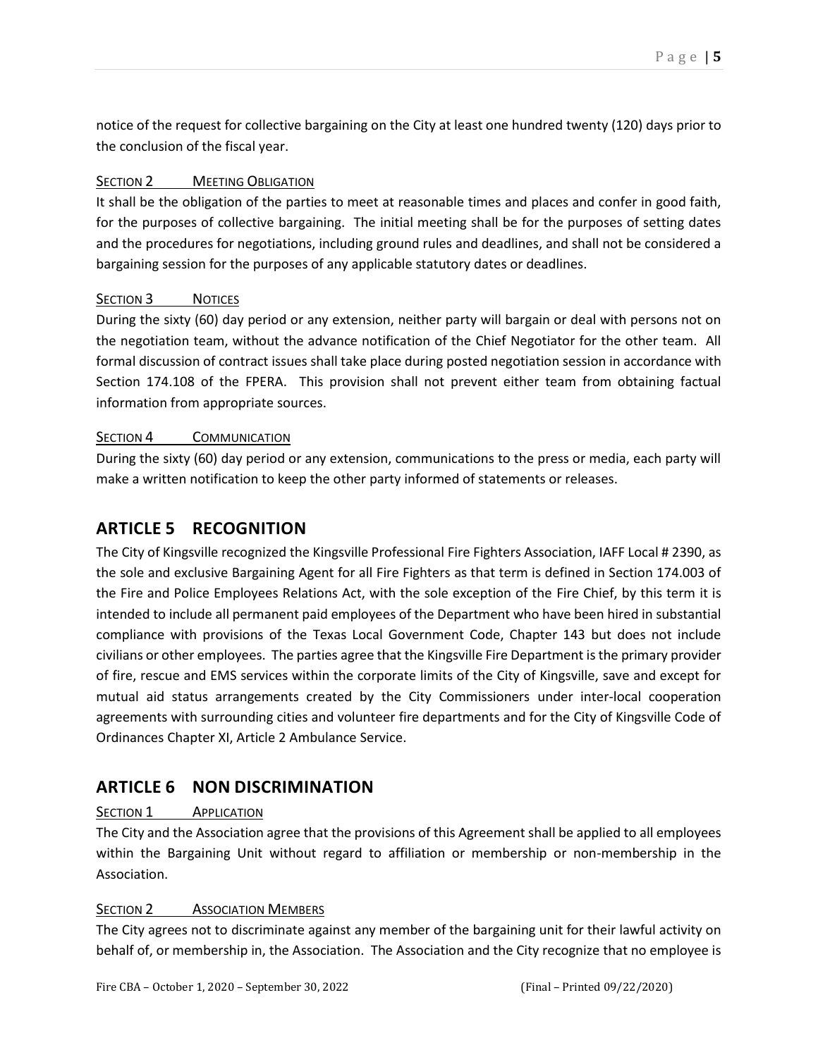notice of the request for collective bargaining on the City at least one hundred twenty (120) days prior to the conclusion of the fiscal year.

### SECTION 2 MEETING OBLIGATION

It shall be the obligation of the parties to meet at reasonable times and places and confer in good faith, for the purposes of collective bargaining. The initial meeting shall be for the purposes of setting dates and the procedures for negotiations, including ground rules and deadlines, and shall not be considered a bargaining session for the purposes of any applicable statutory dates or deadlines.

### SECTION 3 NOTICES

During the sixty (60) day period or any extension, neither party will bargain or deal with persons not on the negotiation team, without the advance notification of the Chief Negotiator for the other team. All formal discussion of contract issues shall take place during posted negotiation session in accordance with Section 174.108 of the FPERA. This provision shall not prevent either team from obtaining factual information from appropriate sources.

### SECTION 4 COMMUNICATION

During the sixty (60) day period or any extension, communications to the press or media, each party will make a written notification to keep the other party informed of statements or releases.

## ARTICLE 5 RECOGNITION

The City of Kingsville recognized the Kingsville Professional Fire Fighters Association, IAFF Local # 2390, as the sole and exclusive Bargaining Agent for all Fire Fighters as that term is defined in Section 174.003 of the Fire and Police Employees Relations Act, with the sole exception of the Fire Chief, by this term it is intended to include all permanent paid employees of the Department who have been hired in substantial compliance with provisions of the Texas Local Government Code, Chapter 143 but does not include civilians or other employees. The parties agree that the Kingsville Fire Department is the primary provider of fire, rescue and EMS services within the corporate limits of the City of Kingsville, save and except for mutual aid status arrangements created by the City Commissioners under inter-local cooperation agreements with surrounding cities and volunteer fire departments and for the City of Kingsville Code of Ordinances Chapter XI, Article 2 Ambulance Service.

## ARTICLE 6 NON DISCRIMINATION

### SECTION 1 APPLICATION

The City and the Association agree that the provisions of this Agreement shall be applied to all employees within the Bargaining Unit without regard to affiliation or membership or non-membership in the Association.

### SECTION 2 ASSOCIATION MEMBERS

The City agrees not to discriminate against any member of the bargaining unit for their lawful activity on behalf of, or membership in, the Association. The Association and the City recognize that no employee is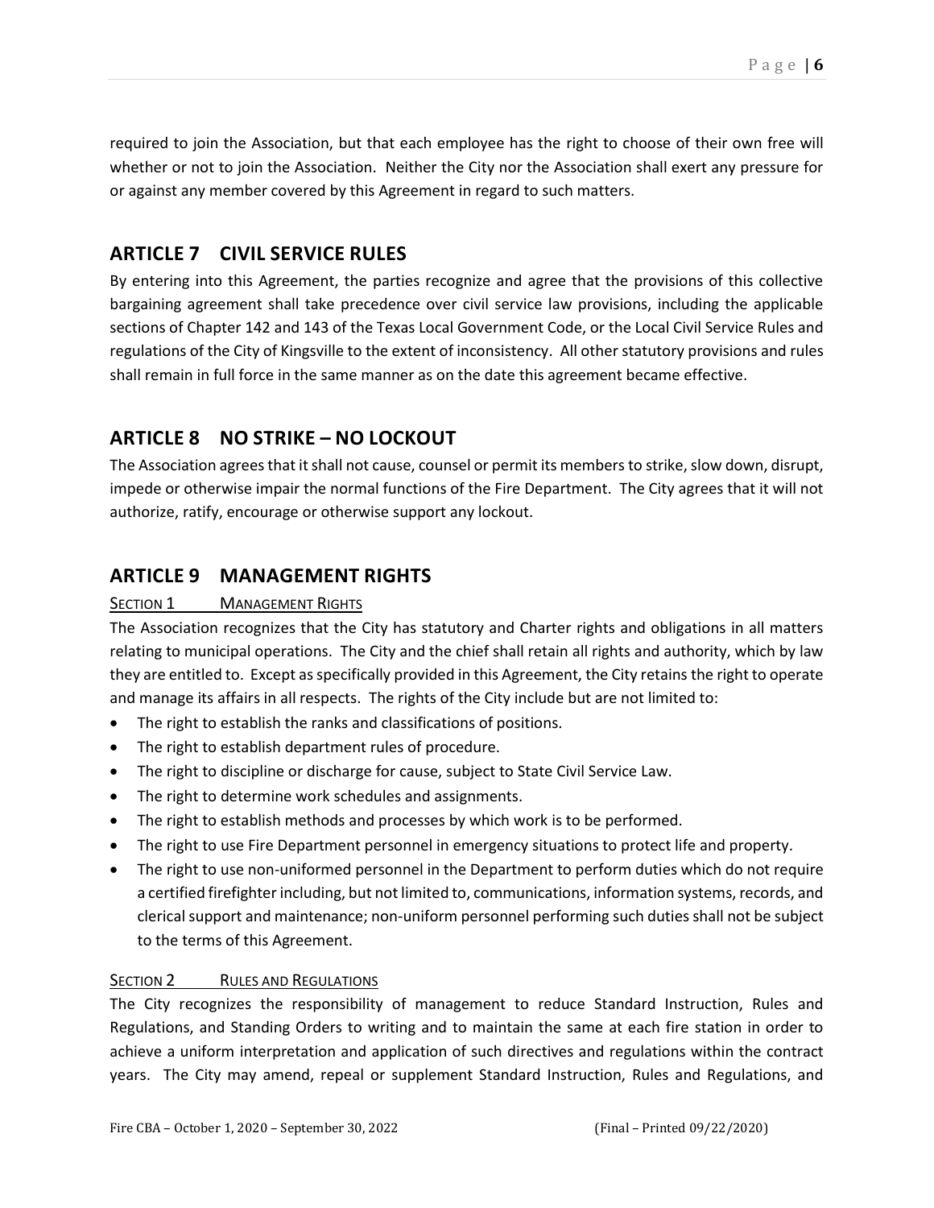required to join the Association, but that each employee has the right to choose of their own free will whether or not to join the Association. Neither the City nor the Association shall exert any pressure for or against any member covered by this Agreement in regard to such matters.

## ARTICLE 7 CIVIL SERVICE RULES

By entering into this Agreement, the parties recognize and agree that the provisions of this collective bargaining agreement shall take precedence over civil service law provisions, including the applicable sections of Chapter 142 and 143 of the Texas Local Government Code, or the Local Civil Service Rules and regulations of the City of Kingsville to the extent of inconsistency. All other statutory provisions and rules shall remain in full force in the same manner as on the date this agreement became effective.

## ARTICLE 8 NO STRIKE – NO LOCKOUT

The Association agrees that it shall not cause, counsel or permit its members to strike, slow down, disrupt, impede or otherwise impair the normal functions of the Fire Department. The City agrees that it will not authorize, ratify, encourage or otherwise support any lockout.

## ARTICLE 9 MANAGEMENT RIGHTS

### SECTION 1 MANAGEMENT RIGHTS

The Association recognizes that the City has statutory and Charter rights and obligations in all matters relating to municipal operations. The City and the chief shall retain all rights and authority, which by law they are entitled to. Except as specifically provided in this Agreement, the City retains the right to operate and manage its affairs in all respects. The rights of the City include but are not limited to:

- The right to establish the ranks and classifications of positions.
- The right to establish department rules of procedure.
- The right to discipline or discharge for cause, subject to State Civil Service Law.
- The right to determine work schedules and assignments.
- The right to establish methods and processes by which work is to be performed.
- The right to use Fire Department personnel in emergency situations to protect life and property.
- The right to use non-uniformed personnel in the Department to perform duties which do not require a certified firefighter including, but not limited to, communications, information systems, records, and clerical support and maintenance; non-uniform personnel performing such duties shall not be subject to the terms of this Agreement.

### SECTION 2 RULES AND REGULATIONS

The City recognizes the responsibility of management to reduce Standard Instruction, Rules and Regulations, and Standing Orders to writing and to maintain the same at each fire station in order to achieve a uniform interpretation and application of such directives and regulations within the contract years. The City may amend, repeal or supplement Standard Instruction, Rules and Regulations, and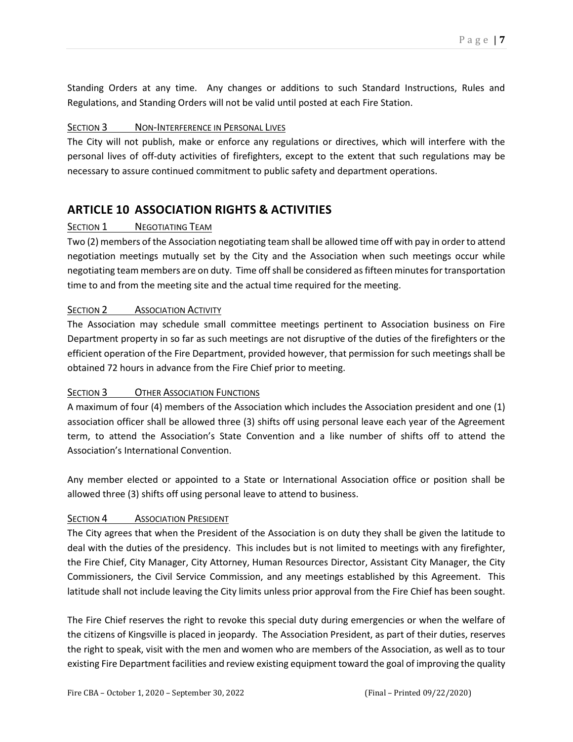Standing Orders at any time. Any changes or additions to such Standard Instructions, Rules and Regulations, and Standing Orders will not be valid until posted at each Fire Station.

### SECTION 3 NON-INTERFERENCE IN PERSONAL LIVES

The City will not publish, make or enforce any regulations or directives, which will interfere with the personal lives of off-duty activities of firefighters, except to the extent that such regulations may be necessary to assure continued commitment to public safety and department operations.

## ARTICLE 10 ASSOCIATION RIGHTS & ACTIVITIES

### SECTION 1 NEGOTIATING TEAM

Two (2) members of the Association negotiating team shall be allowed time off with pay in order to attend negotiation meetings mutually set by the City and the Association when such meetings occur while negotiating team members are on duty. Time off shall be considered as fifteen minutes for transportation time to and from the meeting site and the actual time required for the meeting.

### SECTION 2 ASSOCIATION ACTIVITY

The Association may schedule small committee meetings pertinent to Association business on Fire Department property in so far as such meetings are not disruptive of the duties of the firefighters or the efficient operation of the Fire Department, provided however, that permission for such meetings shall be obtained 72 hours in advance from the Fire Chief prior to meeting.

### SECTION 3 OTHER ASSOCIATION FUNCTIONS

A maximum of four (4) members of the Association which includes the Association president and one (1) association officer shall be allowed three (3) shifts off using personal leave each year of the Agreement term, to attend the Association's State Convention and a like number of shifts off to attend the Association's International Convention.

Any member elected or appointed to a State or International Association office or position shall be allowed three (3) shifts off using personal leave to attend to business.

### SECTION 4 ASSOCIATION PRESIDENT

The City agrees that when the President of the Association is on duty they shall be given the latitude to deal with the duties of the presidency. This includes but is not limited to meetings with any firefighter, the Fire Chief, City Manager, City Attorney, Human Resources Director, Assistant City Manager, the City Commissioners, the Civil Service Commission, and any meetings established by this Agreement. This latitude shall not include leaving the City limits unless prior approval from the Fire Chief has been sought.

The Fire Chief reserves the right to revoke this special duty during emergencies or when the welfare of the citizens of Kingsville is placed in jeopardy. The Association President, as part of their duties, reserves the right to speak, visit with the men and women who are members of the Association, as well as to tour existing Fire Department facilities and review existing equipment toward the goal of improving the quality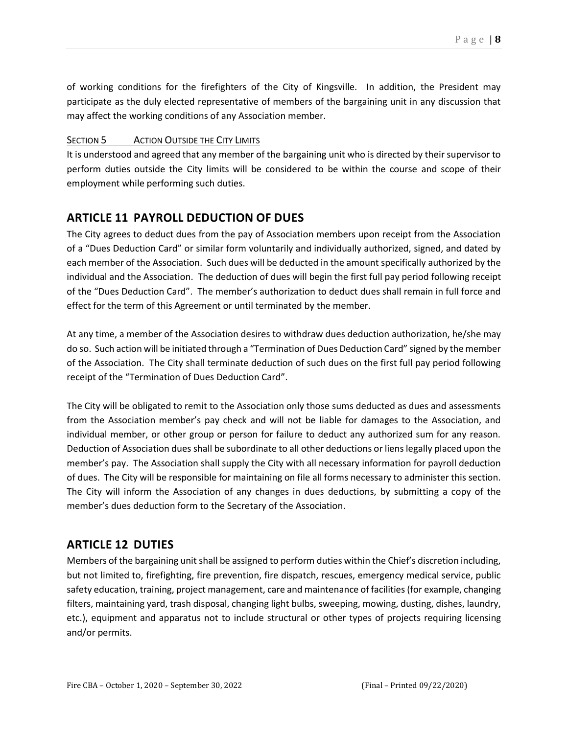of working conditions for the firefighters of the City of Kingsville. In addition, the President may participate as the duly elected representative of members of the bargaining unit in any discussion that may affect the working conditions of any Association member.

<u>SECTION 5 ACTION OUTSIDE THE CITY LIMITS</u>

It is understood and agreed that any member of the bargaining unit who is directed by their supervisor to perform duties outside the City limits will be considered to be within the course and scope of their employment while performing such duties.

## ARTICLE 11 PAYROLL DEDUCTION OF DUES

The City agrees to deduct dues from the pay of Association members upon receipt from the Association of a "Dues Deduction Card" or similar form voluntarily and individually authorized, signed, and dated by each member of the Association. Such dues will be deducted in the amount specifically authorized by the individual and the Association. The deduction of dues will begin the first full pay period following receipt of the "Dues Deduction Card". The member's authorization to deduct dues shall remain in full force and effect for the term of this Agreement or until terminated by the member.

At any time, a member of the Association desires to withdraw dues deduction authorization, he/she may do so. Such action will be initiated through a "Termination of Dues Deduction Card" signed by the member of the Association. The City shall terminate deduction of such dues on the first full pay period following receipt of the "Termination of Dues Deduction Card".

The City will be obligated to remit to the Association only those sums deducted as dues and assessments from the Association member's pay check and will not be liable for damages to the Association, and individual member, or other group or person for failure to deduct any authorized sum for any reason. Deduction of Association dues shall be subordinate to all other deductions or liens legally placed upon the member's pay. The Association shall supply the City with all necessary information for payroll deduction of dues. The City will be responsible for maintaining on file all forms necessary to administer this section. The City will inform the Association of any changes in dues deductions, by submitting a copy of the member's dues deduction form to the Secretary of the Association.

## ARTICLE 12 DUTIES

Members of the bargaining unit shall be assigned to perform duties within the Chief's discretion including, but not limited to, firefighting, fire prevention, fire dispatch, rescues, emergency medical service, public safety education, training, project management, care and maintenance of facilities (for example, changing filters, maintaining yard, trash disposal, changing light bulbs, sweeping, mowing, dusting, dishes, laundry, etc.), equipment and apparatus not to include structural or other types of projects requiring licensing and/or permits.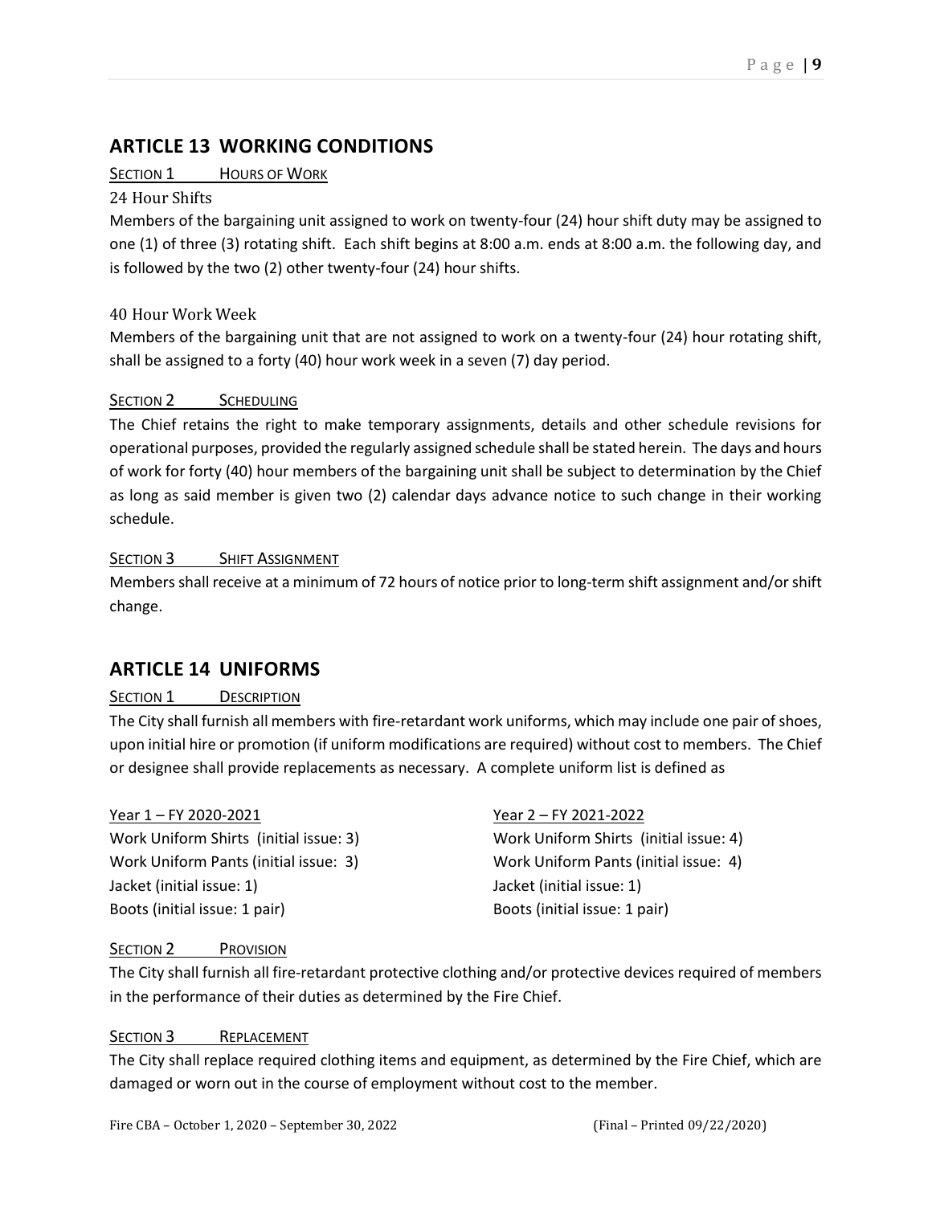## ARTICLE 13 WORKING CONDITIONS

SECTION 1 HOURS OF WORK

24 Hour Shifts

Members of the bargaining unit assigned to work on twenty-four (24) hour shift duty may be assigned to one (1) of three (3) rotating shift. Each shift begins at 8:00 a.m. ends at 8:00 a.m. the following day, and is followed by the two (2) other twenty-four (24) hour shifts.

40 Hour Work Week

Members of the bargaining unit that are not assigned to work on a twenty-four (24) hour rotating shift, shall be assigned to a forty (40) hour work week in a seven (7) day period.

SECTION 2 SCHEDULING

The Chief retains the right to make temporary assignments, details and other schedule revisions for operational purposes, provided the regularly assigned schedule shall be stated herein. The days and hours of work for forty (40) hour members of the bargaining unit shall be subject to determination by the Chief as long as said member is given two (2) calendar days advance notice to such change in their working schedule.

SECTION 3 SHIFT ASSIGNMENT

Members shall receive at a minimum of 72 hours of notice prior to long-term shift assignment and/or shift change.

## ARTICLE 14 UNIFORMS

SECTION 1 DESCRIPTION

The City shall furnish all members with fire-retardant work uniforms, which may include one pair of shoes, upon initial hire or promotion (if uniform modifications are required) without cost to members. The Chief or designee shall provide replacements as necessary. A complete uniform list is defined as

| Year 1 – FY 2020-2021 | Year 2 – FY 2021-2022 |
|---|---|
| Work Uniform Shirts (initial issue: 3) | Work Uniform Shirts (initial issue: 4) |
| Work Uniform Pants (initial issue: 3) | Work Uniform Pants (initial issue: 4) |
| Jacket (initial issue: 1) | Jacket (initial issue: 1) |
| Boots (initial issue: 1 pair) | Boots (initial issue: 1 pair) |

SECTION 2 PROVISION

The City shall furnish all fire-retardant protective clothing and/or protective devices required of members in the performance of their duties as determined by the Fire Chief.

SECTION 3 REPLACEMENT

The City shall replace required clothing items and equipment, as determined by the Fire Chief, which are damaged or worn out in the course of employment without cost to the member.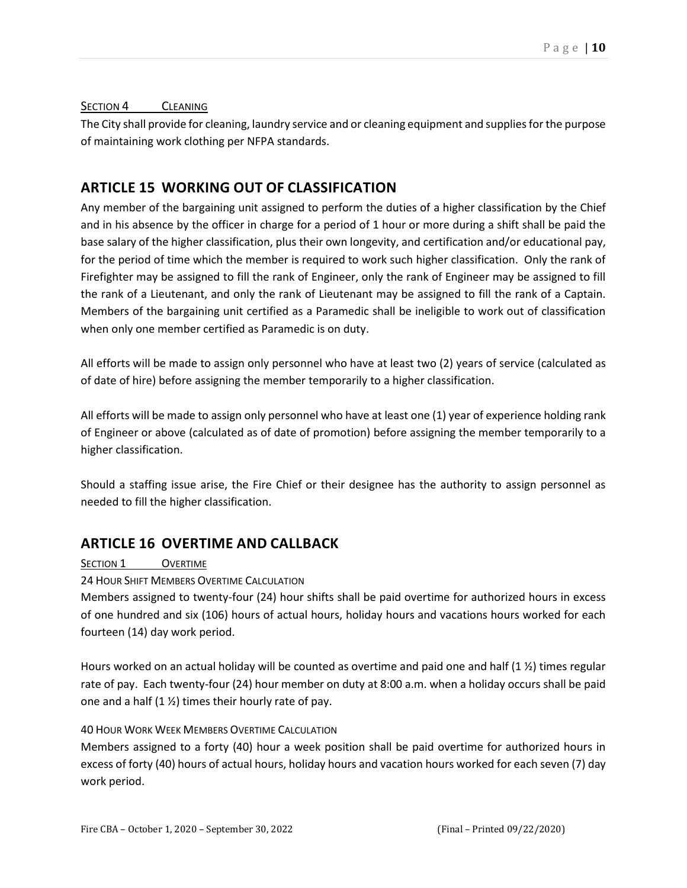<u>SECTION 4 CLEANING</u>

The City shall provide for cleaning, laundry service and or cleaning equipment and supplies for the purpose of maintaining work clothing per NFPA standards.

## ARTICLE 15 WORKING OUT OF CLASSIFICATION

Any member of the bargaining unit assigned to perform the duties of a higher classification by the Chief and in his absence by the officer in charge for a period of 1 hour or more during a shift shall be paid the base salary of the higher classification, plus their own longevity, and certification and/or educational pay, for the period of time which the member is required to work such higher classification. Only the rank of Firefighter may be assigned to fill the rank of Engineer, only the rank of Engineer may be assigned to fill the rank of a Lieutenant, and only the rank of Lieutenant may be assigned to fill the rank of a Captain. Members of the bargaining unit certified as a Paramedic shall be ineligible to work out of classification when only one member certified as Paramedic is on duty.

All efforts will be made to assign only personnel who have at least two (2) years of service (calculated as of date of hire) before assigning the member temporarily to a higher classification.

All efforts will be made to assign only personnel who have at least one (1) year of experience holding rank of Engineer or above (calculated as of date of promotion) before assigning the member temporarily to a higher classification.

Should a staffing issue arise, the Fire Chief or their designee has the authority to assign personnel as needed to fill the higher classification.

## ARTICLE 16 OVERTIME AND CALLBACK

<u>SECTION 1 OVERTIME</u>

24 HOUR SHIFT MEMBERS OVERTIME CALCULATION

Members assigned to twenty-four (24) hour shifts shall be paid overtime for authorized hours in excess of one hundred and six (106) hours of actual hours, holiday hours and vacations hours worked for each fourteen (14) day work period.

Hours worked on an actual holiday will be counted as overtime and paid one and half (1 ½) times regular rate of pay. Each twenty-four (24) hour member on duty at 8:00 a.m. when a holiday occurs shall be paid one and a half (1 ½) times their hourly rate of pay.

40 HOUR WORK WEEK MEMBERS OVERTIME CALCULATION

Members assigned to a forty (40) hour a week position shall be paid overtime for authorized hours in excess of forty (40) hours of actual hours, holiday hours and vacation hours worked for each seven (7) day work period.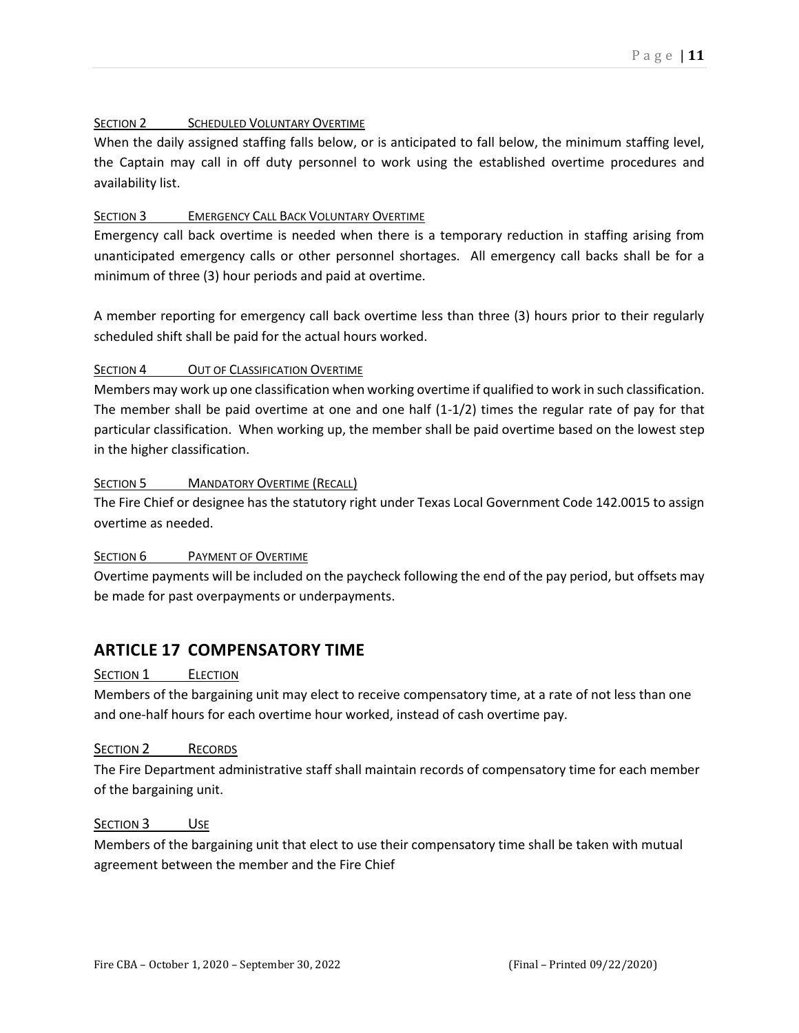### SECTION 2 SCHEDULED VOLUNTARY OVERTIME

When the daily assigned staffing falls below, or is anticipated to fall below, the minimum staffing level, the Captain may call in off duty personnel to work using the established overtime procedures and availability list.

### SECTION 3 EMERGENCY CALL BACK VOLUNTARY OVERTIME

Emergency call back overtime is needed when there is a temporary reduction in staffing arising from unanticipated emergency calls or other personnel shortages. All emergency call backs shall be for a minimum of three (3) hour periods and paid at overtime.

A member reporting for emergency call back overtime less than three (3) hours prior to their regularly scheduled shift shall be paid for the actual hours worked.

### SECTION 4 OUT OF CLASSIFICATION OVERTIME

Members may work up one classification when working overtime if qualified to work in such classification. The member shall be paid overtime at one and one half (1-1/2) times the regular rate of pay for that particular classification. When working up, the member shall be paid overtime based on the lowest step in the higher classification.

### SECTION 5 MANDATORY OVERTIME (RECALL)

The Fire Chief or designee has the statutory right under Texas Local Government Code 142.0015 to assign overtime as needed.

### SECTION 6 PAYMENT OF OVERTIME

Overtime payments will be included on the paycheck following the end of the pay period, but offsets may be made for past overpayments or underpayments.

## ARTICLE 17 COMPENSATORY TIME

### SECTION 1 ELECTION

Members of the bargaining unit may elect to receive compensatory time, at a rate of not less than one and one-half hours for each overtime hour worked, instead of cash overtime pay.

### SECTION 2 RECORDS

The Fire Department administrative staff shall maintain records of compensatory time for each member of the bargaining unit.

### SECTION 3 USE

Members of the bargaining unit that elect to use their compensatory time shall be taken with mutual agreement between the member and the Fire Chief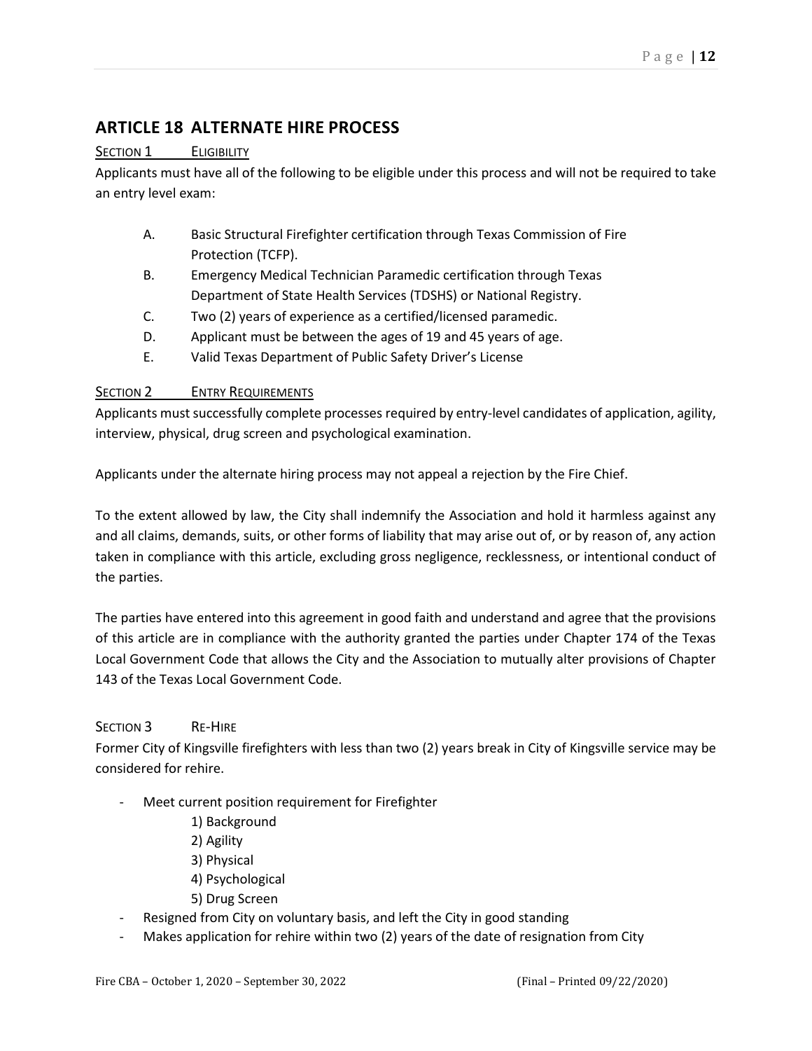## ARTICLE 18 ALTERNATE HIRE PROCESS

SECTION 1 ELIGIBILITY

Applicants must have all of the following to be eligible under this process and will not be required to take an entry level exam:

A. Basic Structural Firefighter certification through Texas Commission of Fire Protection (TCFP).
B. Emergency Medical Technician Paramedic certification through Texas Department of State Health Services (TDSHS) or National Registry.
C. Two (2) years of experience as a certified/licensed paramedic.
D. Applicant must be between the ages of 19 and 45 years of age.
E. Valid Texas Department of Public Safety Driver's License

SECTION 2 ENTRY REQUIREMENTS

Applicants must successfully complete processes required by entry-level candidates of application, agility, interview, physical, drug screen and psychological examination.

Applicants under the alternate hiring process may not appeal a rejection by the Fire Chief.

To the extent allowed by law, the City shall indemnify the Association and hold it harmless against any and all claims, demands, suits, or other forms of liability that may arise out of, or by reason of, any action taken in compliance with this article, excluding gross negligence, recklessness, or intentional conduct of the parties.

The parties have entered into this agreement in good faith and understand and agree that the provisions of this article are in compliance with the authority granted the parties under Chapter 174 of the Texas Local Government Code that allows the City and the Association to mutually alter provisions of Chapter 143 of the Texas Local Government Code.

SECTION 3 RE-HIRE

Former City of Kingsville firefighters with less than two (2) years break in City of Kingsville service may be considered for rehire.

- Meet current position requirement for Firefighter
  1) Background
  2) Agility
  3) Physical
  4) Psychological
  5) Drug Screen
- Resigned from City on voluntary basis, and left the City in good standing
- Makes application for rehire within two (2) years of the date of resignation from City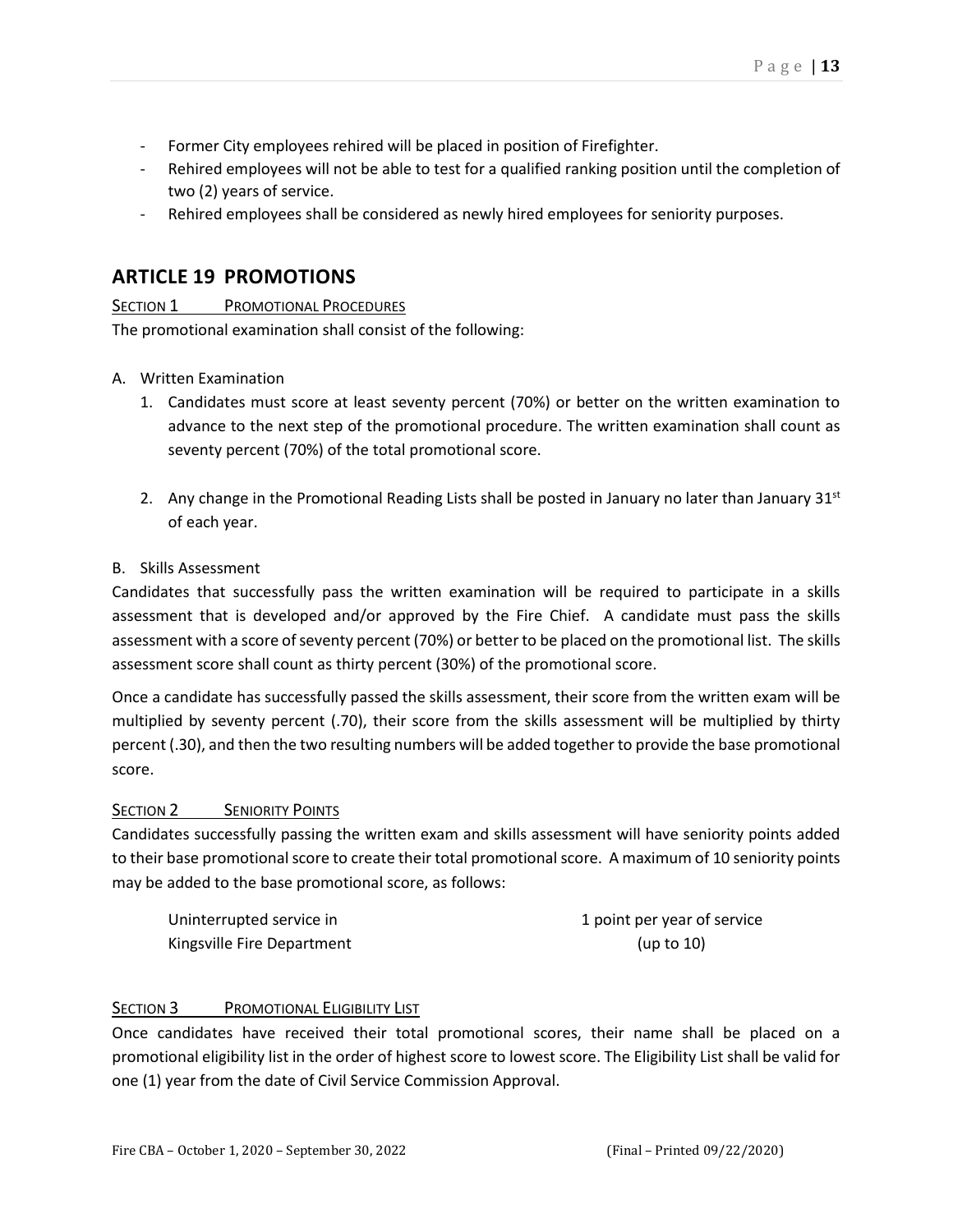- Former City employees rehired will be placed in position of Firefighter.
- Rehired employees will not be able to test for a qualified ranking position until the completion of two (2) years of service.
- Rehired employees shall be considered as newly hired employees for seniority purposes.

## ARTICLE 19 PROMOTIONS

SECTION 1 PROMOTIONAL PROCEDURES

The promotional examination shall consist of the following:

A. Written Examination

1. Candidates must score at least seventy percent (70%) or better on the written examination to advance to the next step of the promotional procedure. The written examination shall count as seventy percent (70%) of the total promotional score.

2. Any change in the Promotional Reading Lists shall be posted in January no later than January 31st of each year.

B. Skills Assessment

Candidates that successfully pass the written examination will be required to participate in a skills assessment that is developed and/or approved by the Fire Chief. A candidate must pass the skills assessment with a score of seventy percent (70%) or better to be placed on the promotional list. The skills assessment score shall count as thirty percent (30%) of the promotional score.

Once a candidate has successfully passed the skills assessment, their score from the written exam will be multiplied by seventy percent (.70), their score from the skills assessment will be multiplied by thirty percent (.30), and then the two resulting numbers will be added together to provide the base promotional score.

SECTION 2 SENIORITY POINTS

Candidates successfully passing the written exam and skills assessment will have seniority points added to their base promotional score to create their total promotional score. A maximum of 10 seniority points may be added to the base promotional score, as follows:

| | |
|---|---|
| Uninterrupted service in Kingsville Fire Department | 1 point per year of service (up to 10) |

SECTION 3 PROMOTIONAL ELIGIBILITY LIST

Once candidates have received their total promotional scores, their name shall be placed on a promotional eligibility list in the order of highest score to lowest score. The Eligibility List shall be valid for one (1) year from the date of Civil Service Commission Approval.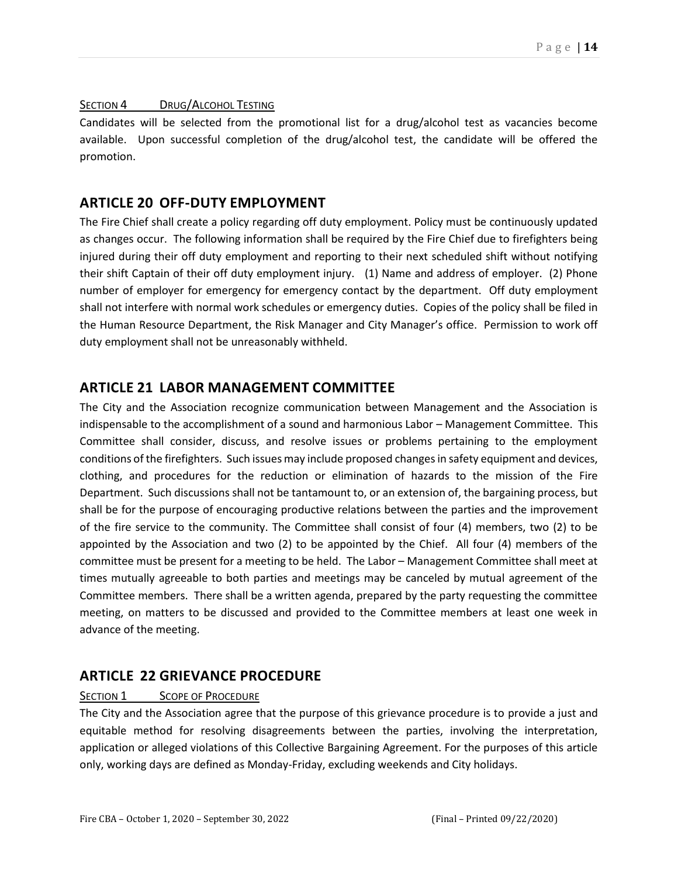### SECTION 4 DRUG/ALCOHOL TESTING

Candidates will be selected from the promotional list for a drug/alcohol test as vacancies become available. Upon successful completion of the drug/alcohol test, the candidate will be offered the promotion.

## ARTICLE 20 OFF-DUTY EMPLOYMENT

The Fire Chief shall create a policy regarding off duty employment. Policy must be continuously updated as changes occur. The following information shall be required by the Fire Chief due to firefighters being injured during their off duty employment and reporting to their next scheduled shift without notifying their shift Captain of their off duty employment injury. (1) Name and address of employer. (2) Phone number of employer for emergency for emergency contact by the department. Off duty employment shall not interfere with normal work schedules or emergency duties. Copies of the policy shall be filed in the Human Resource Department, the Risk Manager and City Manager's office. Permission to work off duty employment shall not be unreasonably withheld.

## ARTICLE 21 LABOR MANAGEMENT COMMITTEE

The City and the Association recognize communication between Management and the Association is indispensable to the accomplishment of a sound and harmonious Labor – Management Committee. This Committee shall consider, discuss, and resolve issues or problems pertaining to the employment conditions of the firefighters. Such issues may include proposed changes in safety equipment and devices, clothing, and procedures for the reduction or elimination of hazards to the mission of the Fire Department. Such discussions shall not be tantamount to, or an extension of, the bargaining process, but shall be for the purpose of encouraging productive relations between the parties and the improvement of the fire service to the community. The Committee shall consist of four (4) members, two (2) to be appointed by the Association and two (2) to be appointed by the Chief. All four (4) members of the committee must be present for a meeting to be held. The Labor – Management Committee shall meet at times mutually agreeable to both parties and meetings may be canceled by mutual agreement of the Committee members. There shall be a written agenda, prepared by the party requesting the committee meeting, on matters to be discussed and provided to the Committee members at least one week in advance of the meeting.

## ARTICLE 22 GRIEVANCE PROCEDURE

### SECTION 1 SCOPE OF PROCEDURE

The City and the Association agree that the purpose of this grievance procedure is to provide a just and equitable method for resolving disagreements between the parties, involving the interpretation, application or alleged violations of this Collective Bargaining Agreement. For the purposes of this article only, working days are defined as Monday-Friday, excluding weekends and City holidays.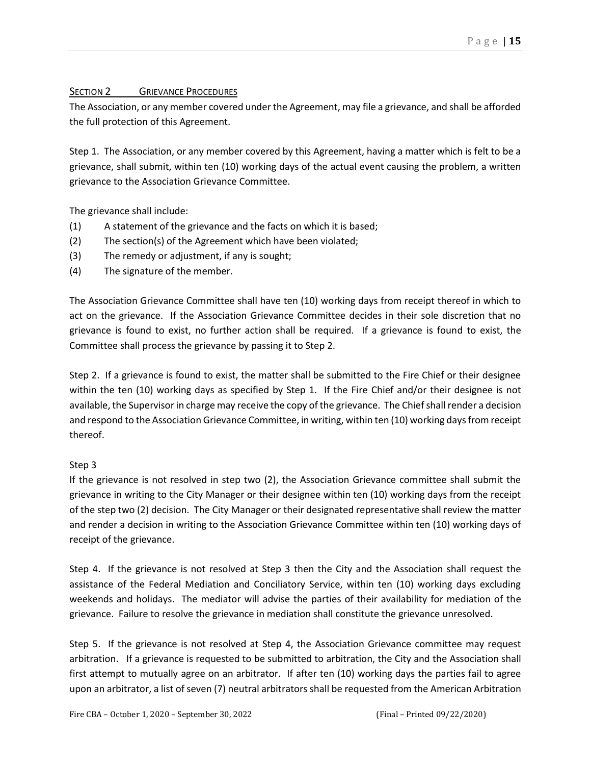## Section 2 Grievance Procedures

The Association, or any member covered under the Agreement, may file a grievance, and shall be afforded the full protection of this Agreement.

Step 1. The Association, or any member covered by this Agreement, having a matter which is felt to be a grievance, shall submit, within ten (10) working days of the actual event causing the problem, a written grievance to the Association Grievance Committee.

The grievance shall include:

(1) A statement of the grievance and the facts on which it is based;
(2) The section(s) of the Agreement which have been violated;
(3) The remedy or adjustment, if any is sought;
(4) The signature of the member.

The Association Grievance Committee shall have ten (10) working days from receipt thereof in which to act on the grievance. If the Association Grievance Committee decides in their sole discretion that no grievance is found to exist, no further action shall be required. If a grievance is found to exist, the Committee shall process the grievance by passing it to Step 2.

Step 2. If a grievance is found to exist, the matter shall be submitted to the Fire Chief or their designee within the ten (10) working days as specified by Step 1. If the Fire Chief and/or their designee is not available, the Supervisor in charge may receive the copy of the grievance. The Chief shall render a decision and respond to the Association Grievance Committee, in writing, within ten (10) working days from receipt thereof.

Step 3

If the grievance is not resolved in step two (2), the Association Grievance committee shall submit the grievance in writing to the City Manager or their designee within ten (10) working days from the receipt of the step two (2) decision. The City Manager or their designated representative shall review the matter and render a decision in writing to the Association Grievance Committee within ten (10) working days of receipt of the grievance.

Step 4. If the grievance is not resolved at Step 3 then the City and the Association shall request the assistance of the Federal Mediation and Conciliatory Service, within ten (10) working days excluding weekends and holidays. The mediator will advise the parties of their availability for mediation of the grievance. Failure to resolve the grievance in mediation shall constitute the grievance unresolved.

Step 5. If the grievance is not resolved at Step 4, the Association Grievance committee may request arbitration. If a grievance is requested to be submitted to arbitration, the City and the Association shall first attempt to mutually agree on an arbitrator. If after ten (10) working days the parties fail to agree upon an arbitrator, a list of seven (7) neutral arbitrators shall be requested from the American Arbitration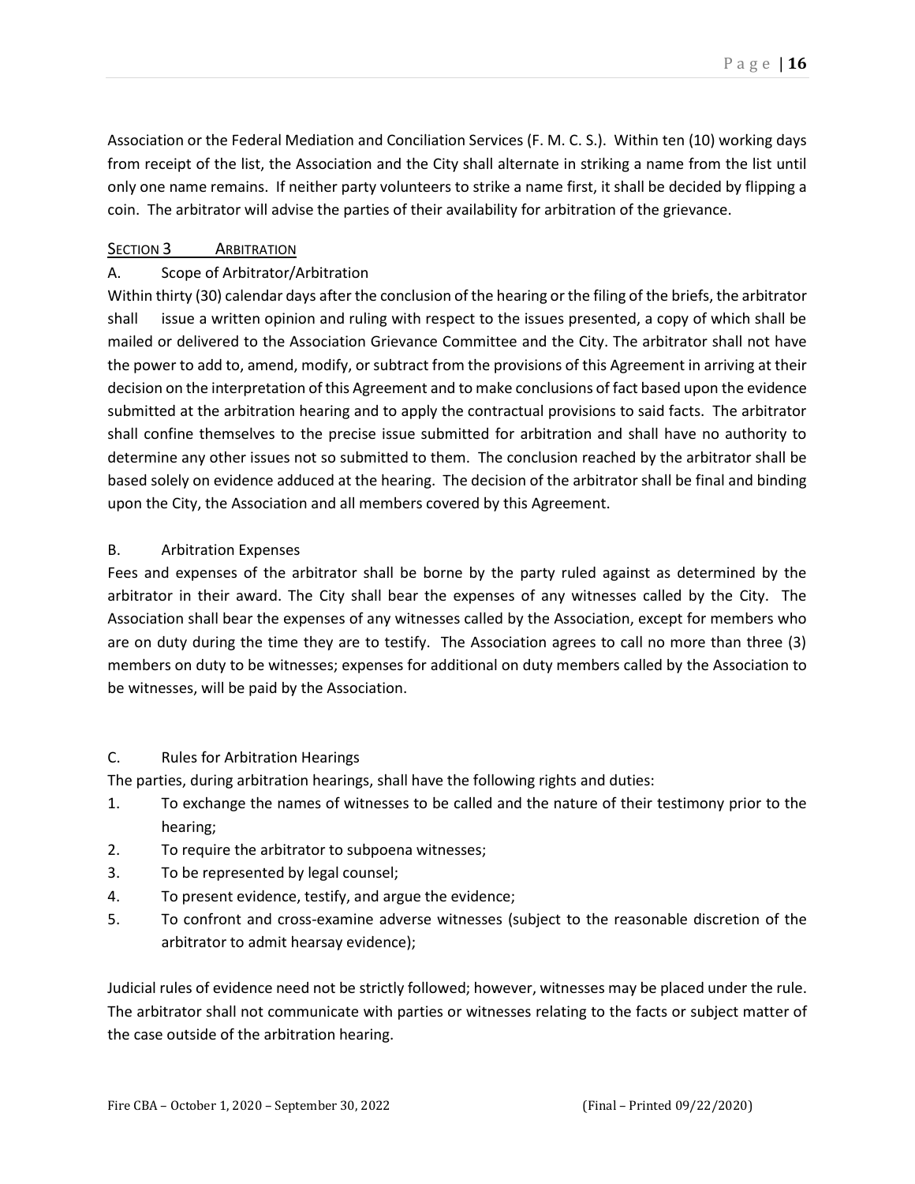Association or the Federal Mediation and Conciliation Services (F. M. C. S.). Within ten (10) working days from receipt of the list, the Association and the City shall alternate in striking a name from the list until only one name remains. If neither party volunteers to strike a name first, it shall be decided by flipping a coin. The arbitrator will advise the parties of their availability for arbitration of the grievance.

## SECTION 3 ARBITRATION

A. Scope of Arbitrator/Arbitration

Within thirty (30) calendar days after the conclusion of the hearing or the filing of the briefs, the arbitrator shall issue a written opinion and ruling with respect to the issues presented, a copy of which shall be mailed or delivered to the Association Grievance Committee and the City. The arbitrator shall not have the power to add to, amend, modify, or subtract from the provisions of this Agreement in arriving at their decision on the interpretation of this Agreement and to make conclusions of fact based upon the evidence submitted at the arbitration hearing and to apply the contractual provisions to said facts. The arbitrator shall confine themselves to the precise issue submitted for arbitration and shall have no authority to determine any other issues not so submitted to them. The conclusion reached by the arbitrator shall be based solely on evidence adduced at the hearing. The decision of the arbitrator shall be final and binding upon the City, the Association and all members covered by this Agreement.

B. Arbitration Expenses

Fees and expenses of the arbitrator shall be borne by the party ruled against as determined by the arbitrator in their award. The City shall bear the expenses of any witnesses called by the City. The Association shall bear the expenses of any witnesses called by the Association, except for members who are on duty during the time they are to testify. The Association agrees to call no more than three (3) members on duty to be witnesses; expenses for additional on duty members called by the Association to be witnesses, will be paid by the Association.

C. Rules for Arbitration Hearings

The parties, during arbitration hearings, shall have the following rights and duties:

1. To exchange the names of witnesses to be called and the nature of their testimony prior to the hearing;
2. To require the arbitrator to subpoena witnesses;
3. To be represented by legal counsel;
4. To present evidence, testify, and argue the evidence;
5. To confront and cross-examine adverse witnesses (subject to the reasonable discretion of the arbitrator to admit hearsay evidence);

Judicial rules of evidence need not be strictly followed; however, witnesses may be placed under the rule. The arbitrator shall not communicate with parties or witnesses relating to the facts or subject matter of the case outside of the arbitration hearing.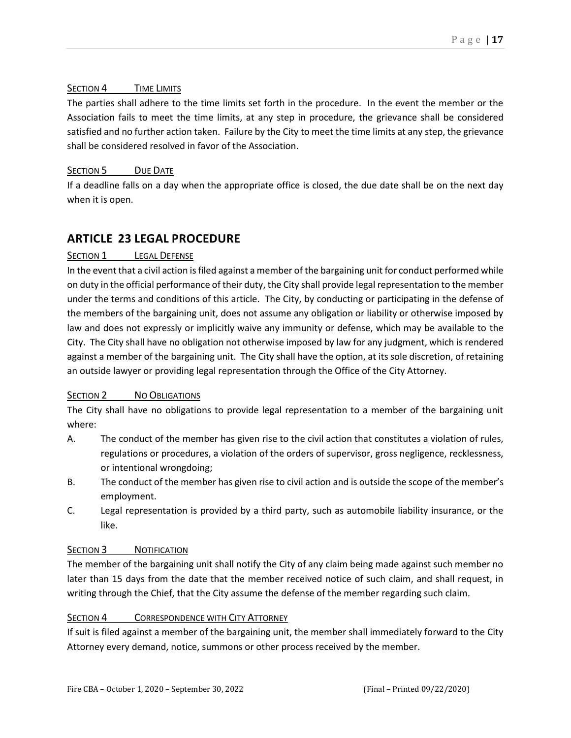### Section 4 Time Limits

The parties shall adhere to the time limits set forth in the procedure. In the event the member or the Association fails to meet the time limits, at any step in procedure, the grievance shall be considered satisfied and no further action taken. Failure by the City to meet the time limits at any step, the grievance shall be considered resolved in favor of the Association.

### Section 5 Due Date

If a deadline falls on a day when the appropriate office is closed, the due date shall be on the next day when it is open.

## ARTICLE 23 LEGAL PROCEDURE

### Section 1 Legal Defense

In the event that a civil action is filed against a member of the bargaining unit for conduct performed while on duty in the official performance of their duty, the City shall provide legal representation to the member under the terms and conditions of this article. The City, by conducting or participating in the defense of the members of the bargaining unit, does not assume any obligation or liability or otherwise imposed by law and does not expressly or implicitly waive any immunity or defense, which may be available to the City. The City shall have no obligation not otherwise imposed by law for any judgment, which is rendered against a member of the bargaining unit. The City shall have the option, at its sole discretion, of retaining an outside lawyer or providing legal representation through the Office of the City Attorney.

### Section 2 No Obligations

The City shall have no obligations to provide legal representation to a member of the bargaining unit where:

A. The conduct of the member has given rise to the civil action that constitutes a violation of rules, regulations or procedures, a violation of the orders of supervisor, gross negligence, recklessness, or intentional wrongdoing;

B. The conduct of the member has given rise to civil action and is outside the scope of the member's employment.

C. Legal representation is provided by a third party, such as automobile liability insurance, or the like.

### Section 3 Notification

The member of the bargaining unit shall notify the City of any claim being made against such member no later than 15 days from the date that the member received notice of such claim, and shall request, in writing through the Chief, that the City assume the defense of the member regarding such claim.

### Section 4 Correspondence with City Attorney

If suit is filed against a member of the bargaining unit, the member shall immediately forward to the City Attorney every demand, notice, summons or other process received by the member.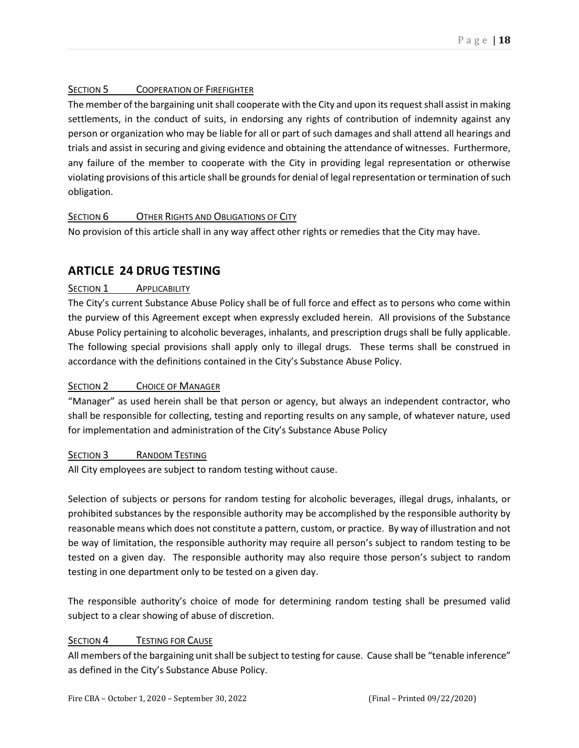### Section 5 Cooperation of Firefighter

The member of the bargaining unit shall cooperate with the City and upon its request shall assist in making settlements, in the conduct of suits, in endorsing any rights of contribution of indemnity against any person or organization who may be liable for all or part of such damages and shall attend all hearings and trials and assist in securing and giving evidence and obtaining the attendance of witnesses. Furthermore, any failure of the member to cooperate with the City in providing legal representation or otherwise violating provisions of this article shall be grounds for denial of legal representation or termination of such obligation.

### Section 6 Other Rights and Obligations of City

No provision of this article shall in any way affect other rights or remedies that the City may have.

## ARTICLE 24 DRUG TESTING

### Section 1 Applicability

The City's current Substance Abuse Policy shall be of full force and effect as to persons who come within the purview of this Agreement except when expressly excluded herein. All provisions of the Substance Abuse Policy pertaining to alcoholic beverages, inhalants, and prescription drugs shall be fully applicable. The following special provisions shall apply only to illegal drugs. These terms shall be construed in accordance with the definitions contained in the City's Substance Abuse Policy.

### Section 2 Choice of Manager

"Manager" as used herein shall be that person or agency, but always an independent contractor, who shall be responsible for collecting, testing and reporting results on any sample, of whatever nature, used for implementation and administration of the City's Substance Abuse Policy

### Section 3 Random Testing

All City employees are subject to random testing without cause.

Selection of subjects or persons for random testing for alcoholic beverages, illegal drugs, inhalants, or prohibited substances by the responsible authority may be accomplished by the responsible authority by reasonable means which does not constitute a pattern, custom, or practice. By way of illustration and not be way of limitation, the responsible authority may require all person's subject to random testing to be tested on a given day. The responsible authority may also require those person's subject to random testing in one department only to be tested on a given day.

The responsible authority's choice of mode for determining random testing shall be presumed valid subject to a clear showing of abuse of discretion.

### Section 4 Testing for Cause

All members of the bargaining unit shall be subject to testing for cause. Cause shall be "tenable inference" as defined in the City's Substance Abuse Policy.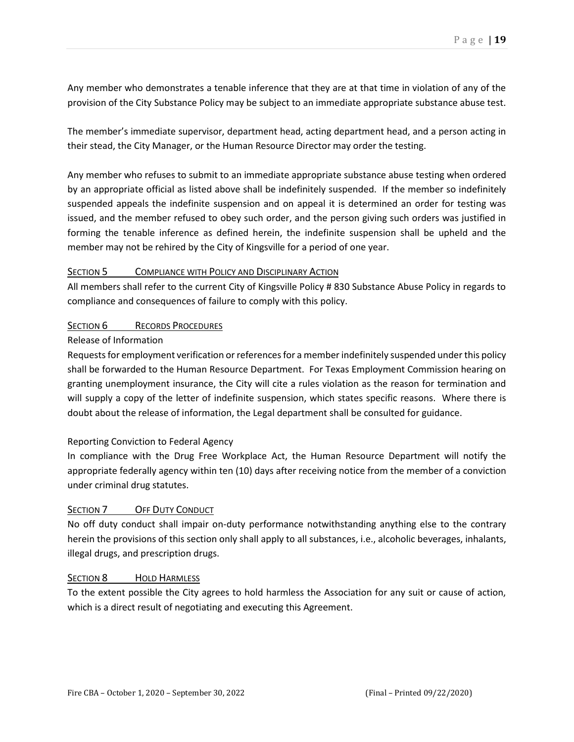Any member who demonstrates a tenable inference that they are at that time in violation of any of the provision of the City Substance Policy may be subject to an immediate appropriate substance abuse test.

The member's immediate supervisor, department head, acting department head, and a person acting in their stead, the City Manager, or the Human Resource Director may order the testing.

Any member who refuses to submit to an immediate appropriate substance abuse testing when ordered by an appropriate official as listed above shall be indefinitely suspended. If the member so indefinitely suspended appeals the indefinite suspension and on appeal it is determined an order for testing was issued, and the member refused to obey such order, and the person giving such orders was justified in forming the tenable inference as defined herein, the indefinite suspension shall be upheld and the member may not be rehired by the City of Kingsville for a period of one year.

### SECTION 5 COMPLIANCE WITH POLICY AND DISCIPLINARY ACTION

All members shall refer to the current City of Kingsville Policy # 830 Substance Abuse Policy in regards to compliance and consequences of failure to comply with this policy.

### SECTION 6 RECORDS PROCEDURES

Release of Information

Requests for employment verification or references for a member indefinitely suspended under this policy shall be forwarded to the Human Resource Department. For Texas Employment Commission hearing on granting unemployment insurance, the City will cite a rules violation as the reason for termination and will supply a copy of the letter of indefinite suspension, which states specific reasons. Where there is doubt about the release of information, the Legal department shall be consulted for guidance.

Reporting Conviction to Federal Agency

In compliance with the Drug Free Workplace Act, the Human Resource Department will notify the appropriate federally agency within ten (10) days after receiving notice from the member of a conviction under criminal drug statutes.

### SECTION 7 OFF DUTY CONDUCT

No off duty conduct shall impair on-duty performance notwithstanding anything else to the contrary herein the provisions of this section only shall apply to all substances, i.e., alcoholic beverages, inhalants, illegal drugs, and prescription drugs.

### SECTION 8 HOLD HARMLESS

To the extent possible the City agrees to hold harmless the Association for any suit or cause of action, which is a direct result of negotiating and executing this Agreement.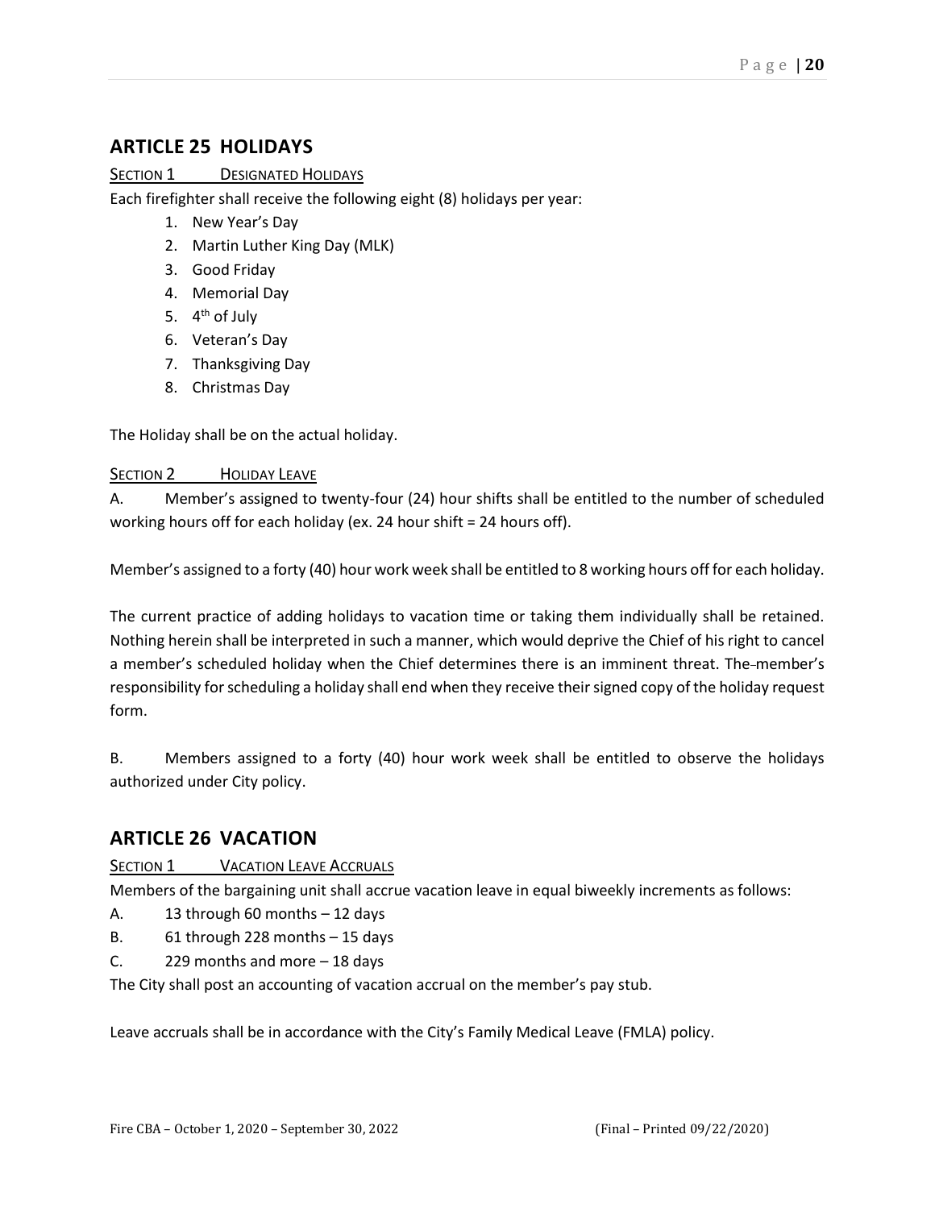## ARTICLE 25 HOLIDAYS

SECTION 1 DESIGNATED HOLIDAYS

Each firefighter shall receive the following eight (8) holidays per year:

1. New Year's Day
2. Martin Luther King Day (MLK)
3. Good Friday
4. Memorial Day
5. 4th of July
6. Veteran's Day
7. Thanksgiving Day
8. Christmas Day

The Holiday shall be on the actual holiday.

SECTION 2 HOLIDAY LEAVE

A. Member's assigned to twenty-four (24) hour shifts shall be entitled to the number of scheduled working hours off for each holiday (ex. 24 hour shift = 24 hours off).

Member's assigned to a forty (40) hour work week shall be entitled to 8 working hours off for each holiday.

The current practice of adding holidays to vacation time or taking them individually shall be retained. Nothing herein shall be interpreted in such a manner, which would deprive the Chief of his right to cancel a member's scheduled holiday when the Chief determines there is an imminent threat. The member's responsibility for scheduling a holiday shall end when they receive their signed copy of the holiday request form.

B. Members assigned to a forty (40) hour work week shall be entitled to observe the holidays authorized under City policy.

## ARTICLE 26 VACATION

SECTION 1 VACATION LEAVE ACCRUALS

Members of the bargaining unit shall accrue vacation leave in equal biweekly increments as follows:

A. 13 through 60 months – 12 days

B. 61 through 228 months – 15 days

C. 229 months and more – 18 days

The City shall post an accounting of vacation accrual on the member's pay stub.

Leave accruals shall be in accordance with the City's Family Medical Leave (FMLA) policy.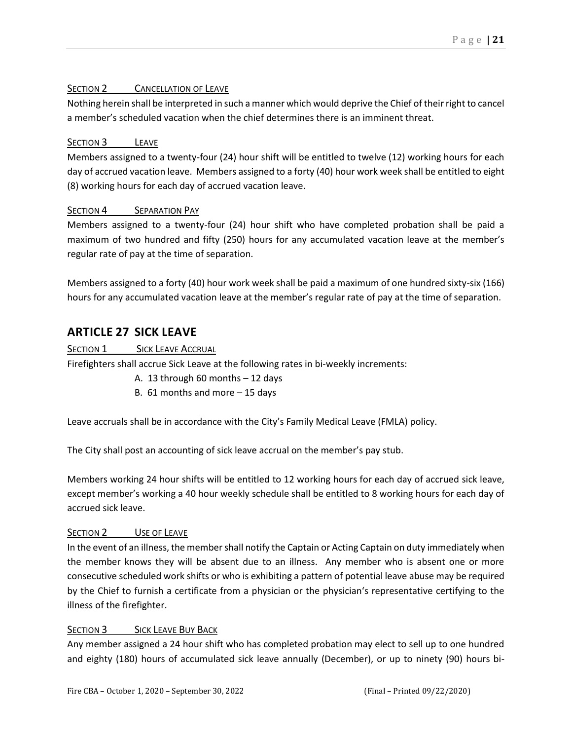#### SECTION 2 CANCELLATION OF LEAVE

Nothing herein shall be interpreted in such a manner which would deprive the Chief of their right to cancel a member's scheduled vacation when the chief determines there is an imminent threat.

#### SECTION 3 LEAVE

Members assigned to a twenty-four (24) hour shift will be entitled to twelve (12) working hours for each day of accrued vacation leave. Members assigned to a forty (40) hour work week shall be entitled to eight (8) working hours for each day of accrued vacation leave.

#### SECTION 4 SEPARATION PAY

Members assigned to a twenty-four (24) hour shift who have completed probation shall be paid a maximum of two hundred and fifty (250) hours for any accumulated vacation leave at the member's regular rate of pay at the time of separation.

Members assigned to a forty (40) hour work week shall be paid a maximum of one hundred sixty-six (166) hours for any accumulated vacation leave at the member's regular rate of pay at the time of separation.

## ARTICLE 27 SICK LEAVE

#### SECTION 1 SICK LEAVE ACCRUAL

Firefighters shall accrue Sick Leave at the following rates in bi-weekly increments:

A. 13 through 60 months – 12 days
B. 61 months and more – 15 days

Leave accruals shall be in accordance with the City's Family Medical Leave (FMLA) policy.

The City shall post an accounting of sick leave accrual on the member's pay stub.

Members working 24 hour shifts will be entitled to 12 working hours for each day of accrued sick leave, except member's working a 40 hour weekly schedule shall be entitled to 8 working hours for each day of accrued sick leave.

#### SECTION 2 USE OF LEAVE

In the event of an illness, the member shall notify the Captain or Acting Captain on duty immediately when the member knows they will be absent due to an illness. Any member who is absent one or more consecutive scheduled work shifts or who is exhibiting a pattern of potential leave abuse may be required by the Chief to furnish a certificate from a physician or the physician's representative certifying to the illness of the firefighter.

#### SECTION 3 SICK LEAVE BUY BACK

Any member assigned a 24 hour shift who has completed probation may elect to sell up to one hundred and eighty (180) hours of accumulated sick leave annually (December), or up to ninety (90) hours bi-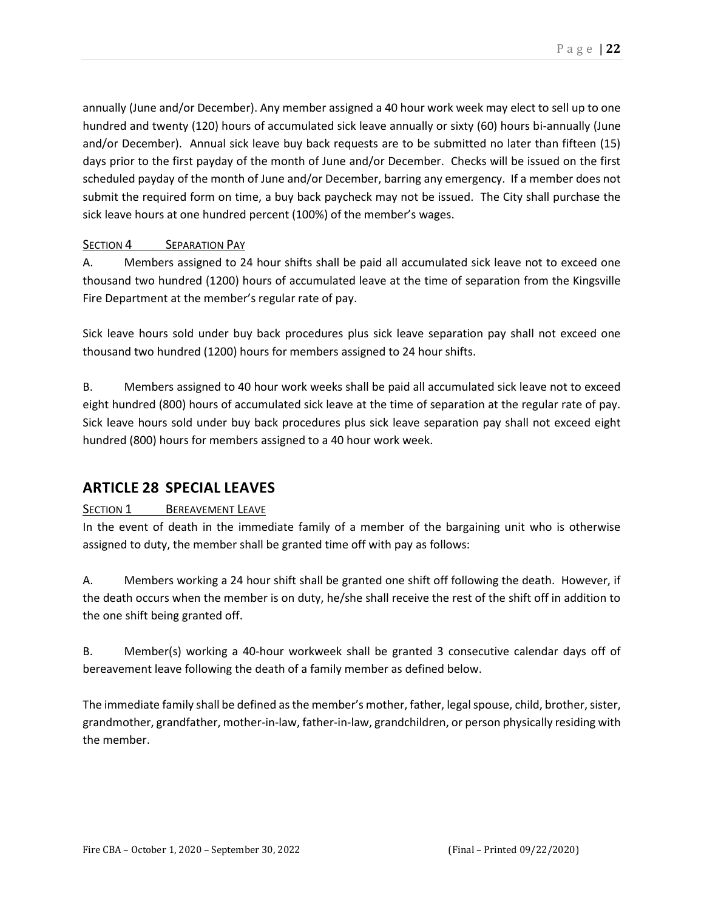annually (June and/or December). Any member assigned a 40 hour work week may elect to sell up to one hundred and twenty (120) hours of accumulated sick leave annually or sixty (60) hours bi-annually (June and/or December). Annual sick leave buy back requests are to be submitted no later than fifteen (15) days prior to the first payday of the month of June and/or December. Checks will be issued on the first scheduled payday of the month of June and/or December, barring any emergency. If a member does not submit the required form on time, a buy back paycheck may not be issued. The City shall purchase the sick leave hours at one hundred percent (100%) of the member's wages.

<u>SECTION 4 SEPARATION PAY</u>

A. Members assigned to 24 hour shifts shall be paid all accumulated sick leave not to exceed one thousand two hundred (1200) hours of accumulated leave at the time of separation from the Kingsville Fire Department at the member's regular rate of pay.

Sick leave hours sold under buy back procedures plus sick leave separation pay shall not exceed one thousand two hundred (1200) hours for members assigned to 24 hour shifts.

B. Members assigned to 40 hour work weeks shall be paid all accumulated sick leave not to exceed eight hundred (800) hours of accumulated sick leave at the time of separation at the regular rate of pay. Sick leave hours sold under buy back procedures plus sick leave separation pay shall not exceed eight hundred (800) hours for members assigned to a 40 hour work week.

## ARTICLE 28 SPECIAL LEAVES

<u>SECTION 1 BEREAVEMENT LEAVE</u>

In the event of death in the immediate family of a member of the bargaining unit who is otherwise assigned to duty, the member shall be granted time off with pay as follows:

A. Members working a 24 hour shift shall be granted one shift off following the death. However, if the death occurs when the member is on duty, he/she shall receive the rest of the shift off in addition to the one shift being granted off.

B. Member(s) working a 40-hour workweek shall be granted 3 consecutive calendar days off of bereavement leave following the death of a family member as defined below.

The immediate family shall be defined as the member's mother, father, legal spouse, child, brother, sister, grandmother, grandfather, mother-in-law, father-in-law, grandchildren, or person physically residing with the member.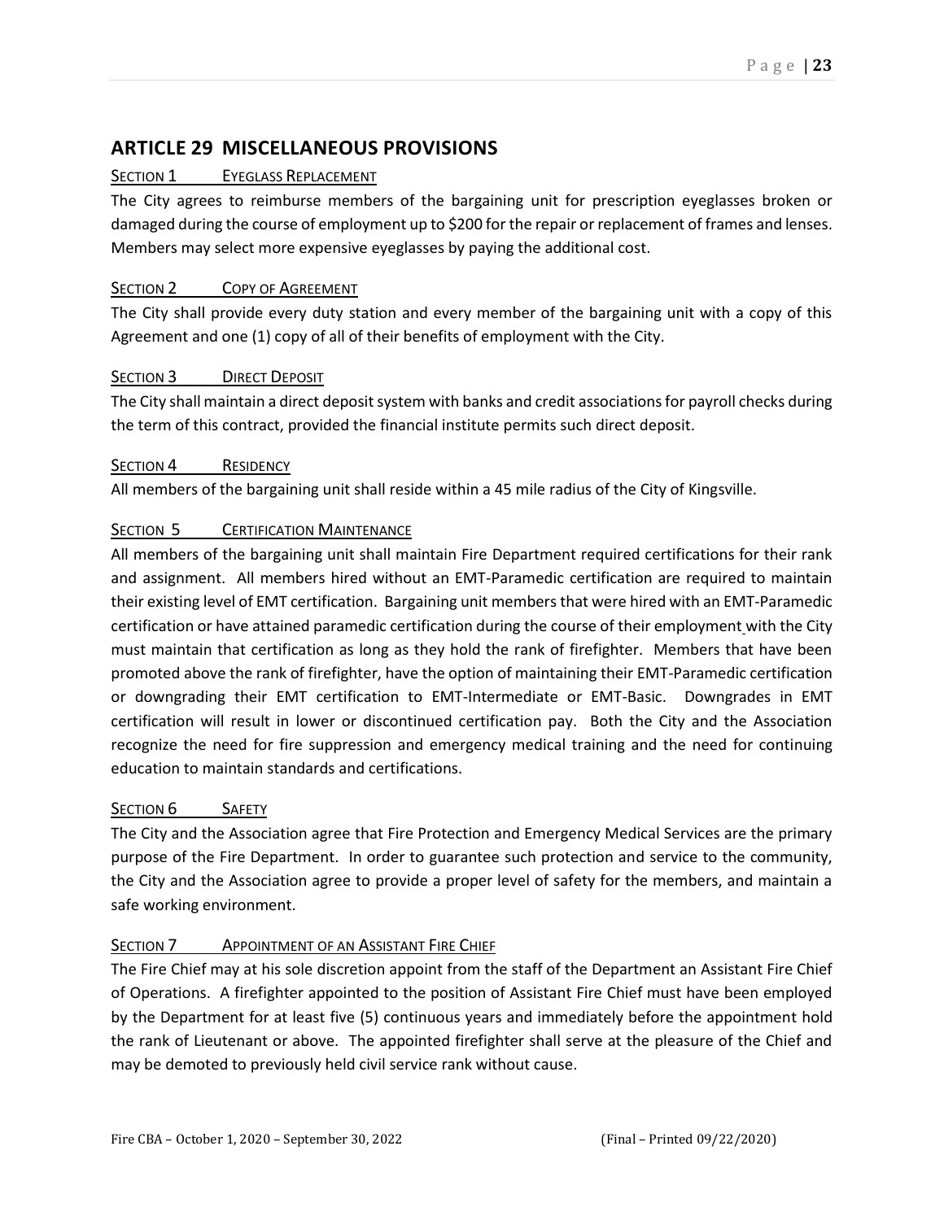## ARTICLE 29 MISCELLANEOUS PROVISIONS

### SECTION 1 EYEGLASS REPLACEMENT

The City agrees to reimburse members of the bargaining unit for prescription eyeglasses broken or damaged during the course of employment up to $200 for the repair or replacement of frames and lenses. Members may select more expensive eyeglasses by paying the additional cost.

### SECTION 2 COPY OF AGREEMENT

The City shall provide every duty station and every member of the bargaining unit with a copy of this Agreement and one (1) copy of all of their benefits of employment with the City.

### SECTION 3 DIRECT DEPOSIT

The City shall maintain a direct deposit system with banks and credit associations for payroll checks during the term of this contract, provided the financial institute permits such direct deposit.

### SECTION 4 RESIDENCY

All members of the bargaining unit shall reside within a 45 mile radius of the City of Kingsville.

### SECTION 5 CERTIFICATION MAINTENANCE

All members of the bargaining unit shall maintain Fire Department required certifications for their rank and assignment. All members hired without an EMT-Paramedic certification are required to maintain their existing level of EMT certification. Bargaining unit members that were hired with an EMT-Paramedic certification or have attained paramedic certification during the course of their employment with the City must maintain that certification as long as they hold the rank of firefighter. Members that have been promoted above the rank of firefighter, have the option of maintaining their EMT-Paramedic certification or downgrading their EMT certification to EMT-Intermediate or EMT-Basic. Downgrades in EMT certification will result in lower or discontinued certification pay. Both the City and the Association recognize the need for fire suppression and emergency medical training and the need for continuing education to maintain standards and certifications.

### SECTION 6 SAFETY

The City and the Association agree that Fire Protection and Emergency Medical Services are the primary purpose of the Fire Department. In order to guarantee such protection and service to the community, the City and the Association agree to provide a proper level of safety for the members, and maintain a safe working environment.

### SECTION 7 APPOINTMENT OF AN ASSISTANT FIRE CHIEF

The Fire Chief may at his sole discretion appoint from the staff of the Department an Assistant Fire Chief of Operations. A firefighter appointed to the position of Assistant Fire Chief must have been employed by the Department for at least five (5) continuous years and immediately before the appointment hold the rank of Lieutenant or above. The appointed firefighter shall serve at the pleasure of the Chief and may be demoted to previously held civil service rank without cause.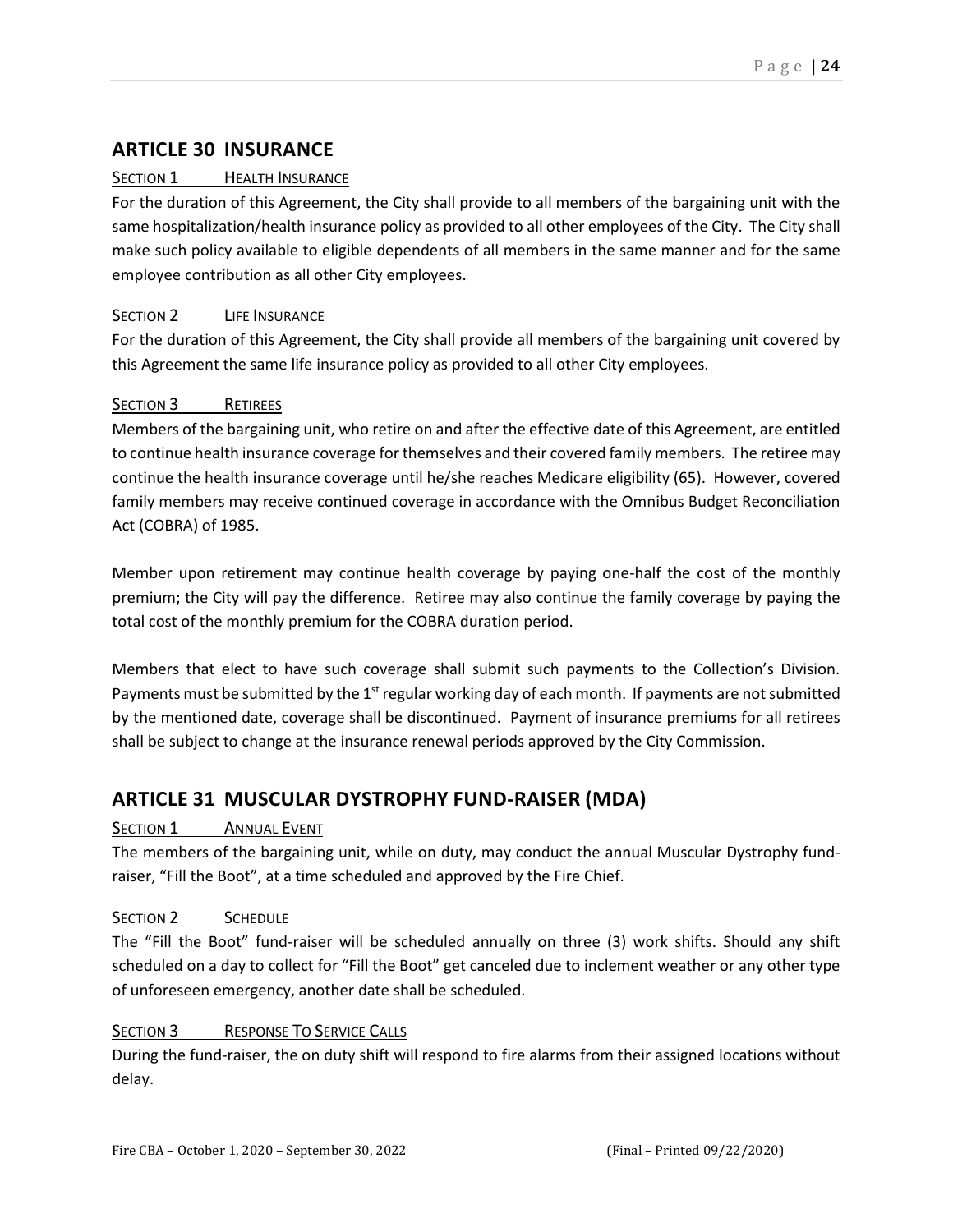## ARTICLE 30 INSURANCE

### SECTION 1 HEALTH INSURANCE

For the duration of this Agreement, the City shall provide to all members of the bargaining unit with the same hospitalization/health insurance policy as provided to all other employees of the City. The City shall make such policy available to eligible dependents of all members in the same manner and for the same employee contribution as all other City employees.

### SECTION 2 LIFE INSURANCE

For the duration of this Agreement, the City shall provide all members of the bargaining unit covered by this Agreement the same life insurance policy as provided to all other City employees.

### SECTION 3 RETIREES

Members of the bargaining unit, who retire on and after the effective date of this Agreement, are entitled to continue health insurance coverage for themselves and their covered family members. The retiree may continue the health insurance coverage until he/she reaches Medicare eligibility (65). However, covered family members may receive continued coverage in accordance with the Omnibus Budget Reconciliation Act (COBRA) of 1985.

Member upon retirement may continue health coverage by paying one-half the cost of the monthly premium; the City will pay the difference. Retiree may also continue the family coverage by paying the total cost of the monthly premium for the COBRA duration period.

Members that elect to have such coverage shall submit such payments to the Collection's Division. Payments must be submitted by the 1st regular working day of each month. If payments are not submitted by the mentioned date, coverage shall be discontinued. Payment of insurance premiums for all retirees shall be subject to change at the insurance renewal periods approved by the City Commission.

## ARTICLE 31 MUSCULAR DYSTROPHY FUND-RAISER (MDA)

### SECTION 1 ANNUAL EVENT

The members of the bargaining unit, while on duty, may conduct the annual Muscular Dystrophy fund-raiser, "Fill the Boot", at a time scheduled and approved by the Fire Chief.

### SECTION 2 SCHEDULE

The "Fill the Boot" fund-raiser will be scheduled annually on three (3) work shifts. Should any shift scheduled on a day to collect for "Fill the Boot" get canceled due to inclement weather or any other type of unforeseen emergency, another date shall be scheduled.

### SECTION 3 RESPONSE TO SERVICE CALLS

During the fund-raiser, the on duty shift will respond to fire alarms from their assigned locations without delay.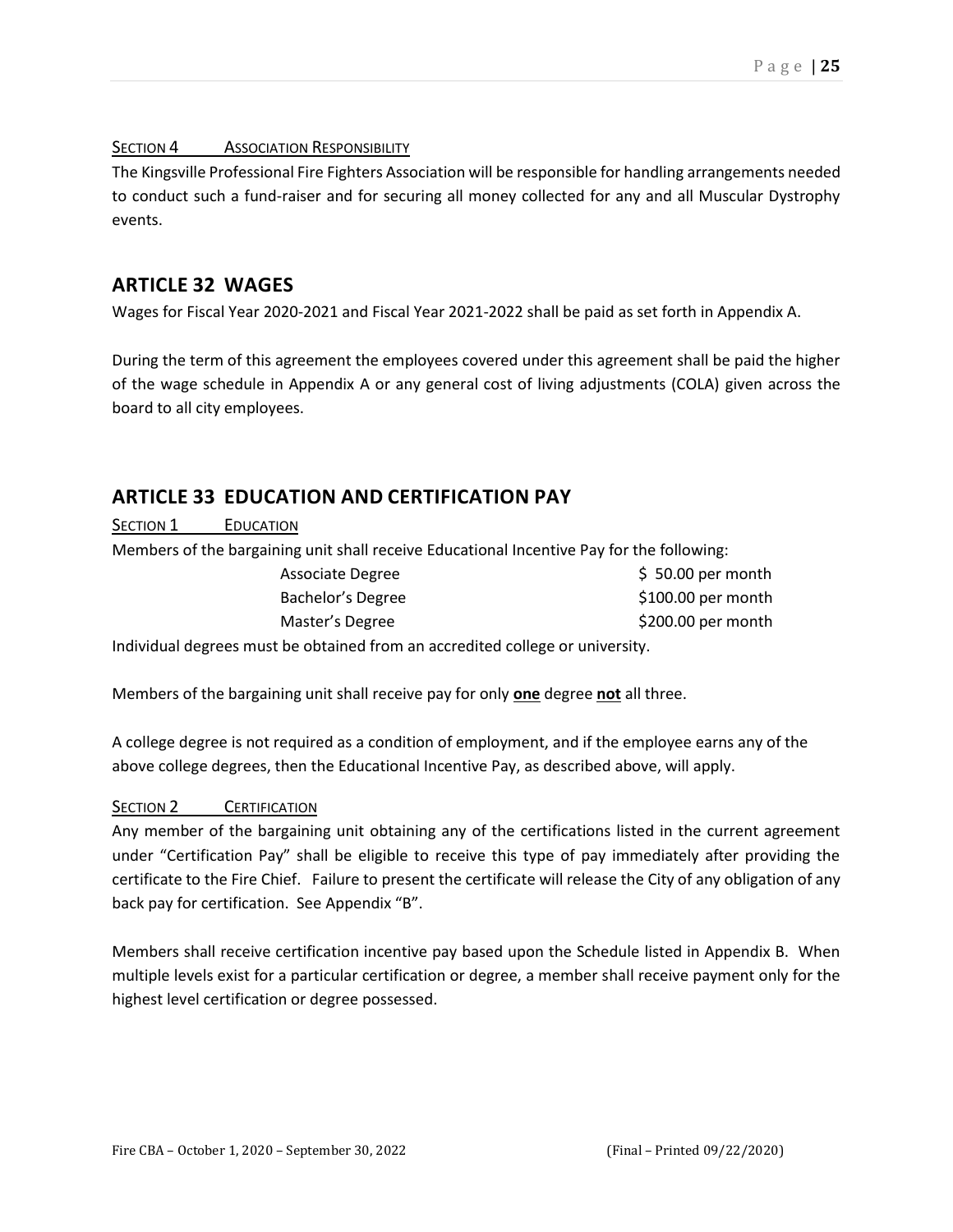#### Section 4 Association Responsibility

The Kingsville Professional Fire Fighters Association will be responsible for handling arrangements needed to conduct such a fund-raiser and for securing all money collected for any and all Muscular Dystrophy events.

## ARTICLE 32 WAGES

Wages for Fiscal Year 2020-2021 and Fiscal Year 2021-2022 shall be paid as set forth in Appendix A.

During the term of this agreement the employees covered under this agreement shall be paid the higher of the wage schedule in Appendix A or any general cost of living adjustments (COLA) given across the board to all city employees.

## ARTICLE 33 EDUCATION AND CERTIFICATION PAY

#### Section 1 Education

Members of the bargaining unit shall receive Educational Incentive Pay for the following:

| | |
|---|---|
| Associate Degree | \$ 50.00 per month |
| Bachelor's Degree | \$100.00 per month |
| Master's Degree | \$200.00 per month |

Individual degrees must be obtained from an accredited college or university.

Members of the bargaining unit shall receive pay for only **one** degree **not** all three.

A college degree is not required as a condition of employment, and if the employee earns any of the above college degrees, then the Educational Incentive Pay, as described above, will apply.

#### Section 2 Certification

Any member of the bargaining unit obtaining any of the certifications listed in the current agreement under "Certification Pay" shall be eligible to receive this type of pay immediately after providing the certificate to the Fire Chief. Failure to present the certificate will release the City of any obligation of any back pay for certification. See Appendix "B".

Members shall receive certification incentive pay based upon the Schedule listed in Appendix B. When multiple levels exist for a particular certification or degree, a member shall receive payment only for the highest level certification or degree possessed.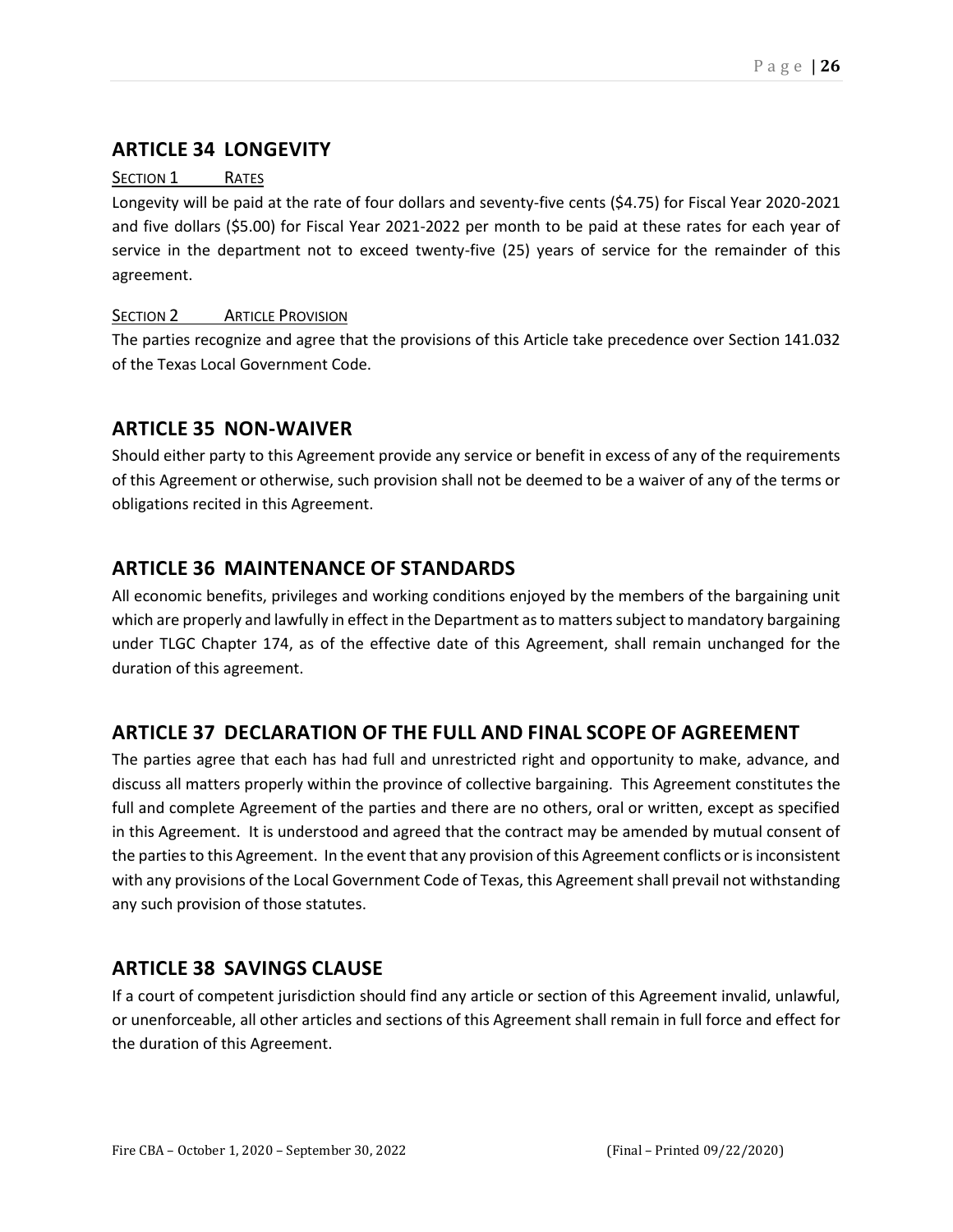## ARTICLE 34 LONGEVITY

SECTION 1 RATES

Longevity will be paid at the rate of four dollars and seventy-five cents ($4.75) for Fiscal Year 2020-2021 and five dollars ($5.00) for Fiscal Year 2021-2022 per month to be paid at these rates for each year of service in the department not to exceed twenty-five (25) years of service for the remainder of this agreement.

SECTION 2 ARTICLE PROVISION

The parties recognize and agree that the provisions of this Article take precedence over Section 141.032 of the Texas Local Government Code.

## ARTICLE 35 NON-WAIVER

Should either party to this Agreement provide any service or benefit in excess of any of the requirements of this Agreement or otherwise, such provision shall not be deemed to be a waiver of any of the terms or obligations recited in this Agreement.

## ARTICLE 36 MAINTENANCE OF STANDARDS

All economic benefits, privileges and working conditions enjoyed by the members of the bargaining unit which are properly and lawfully in effect in the Department as to matters subject to mandatory bargaining under TLGC Chapter 174, as of the effective date of this Agreement, shall remain unchanged for the duration of this agreement.

## ARTICLE 37 DECLARATION OF THE FULL AND FINAL SCOPE OF AGREEMENT

The parties agree that each has had full and unrestricted right and opportunity to make, advance, and discuss all matters properly within the province of collective bargaining. This Agreement constitutes the full and complete Agreement of the parties and there are no others, oral or written, except as specified in this Agreement. It is understood and agreed that the contract may be amended by mutual consent of the parties to this Agreement. In the event that any provision of this Agreement conflicts or is inconsistent with any provisions of the Local Government Code of Texas, this Agreement shall prevail not withstanding any such provision of those statutes.

## ARTICLE 38 SAVINGS CLAUSE

If a court of competent jurisdiction should find any article or section of this Agreement invalid, unlawful, or unenforceable, all other articles and sections of this Agreement shall remain in full force and effect for the duration of this Agreement.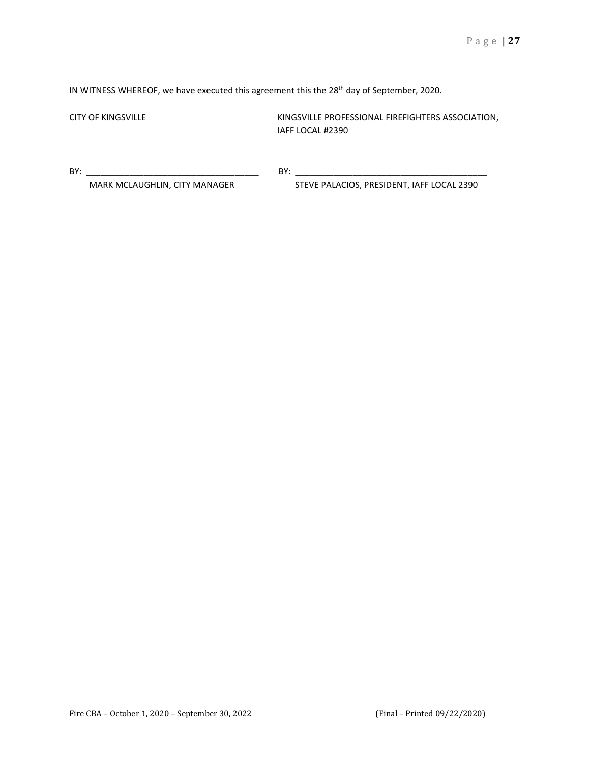IN WITNESS WHEREOF, we have executed this agreement this the 28th day of September, 2020.

| CITY OF KINGSVILLE | KINGSVILLE PROFESSIONAL FIREFIGHTERS ASSOCIATION, IAFF LOCAL #2390 |
|---|---|
| BY: ___________________________________ | BY: ________________________________________ |
| MARK MCLAUGHLIN, CITY MANAGER | STEVE PALACIOS, PRESIDENT, IAFF LOCAL 2390 |

Fire CBA – October 1, 2020 – September 30, 2022 (Final – Printed 09/22/2020)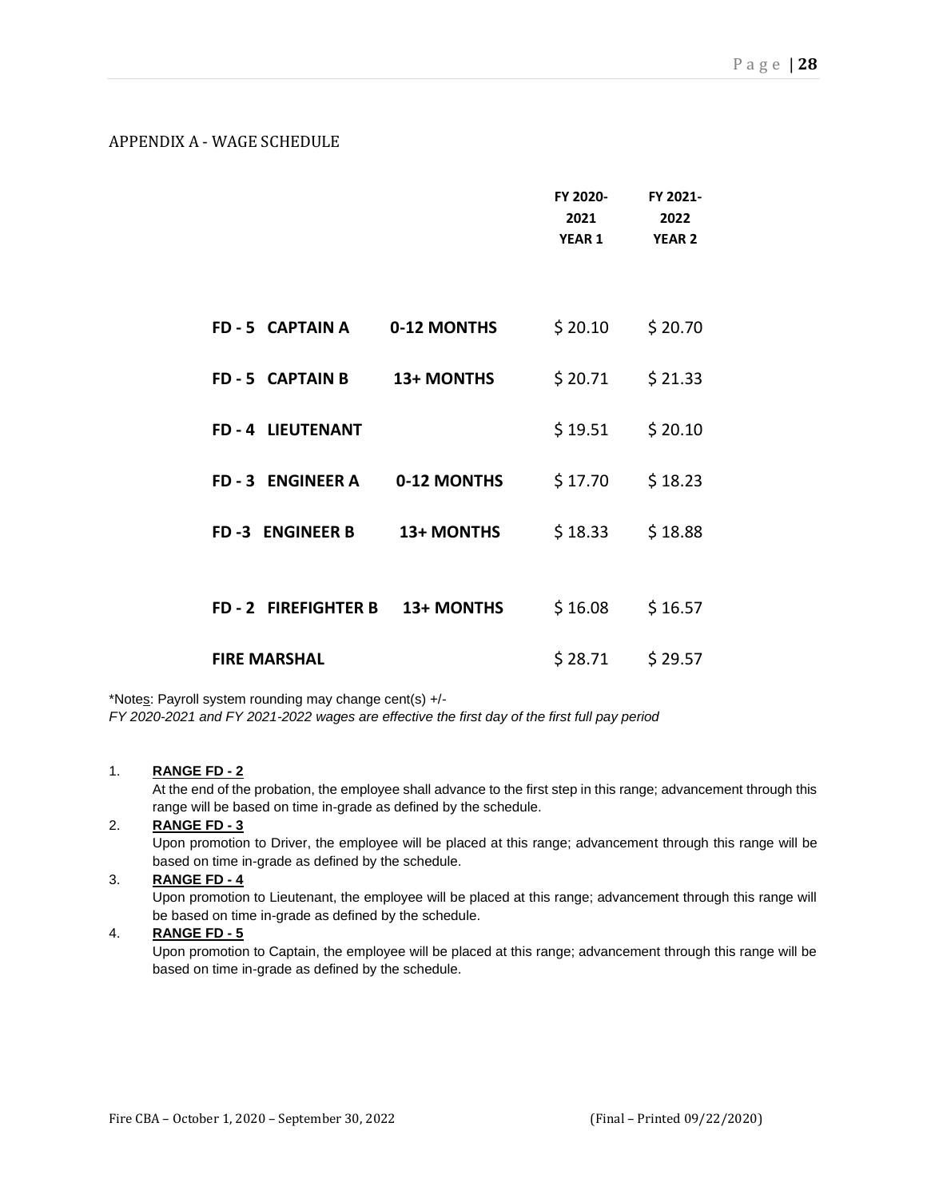## APPENDIX A - WAGE SCHEDULE

| | | FY 2020-2021 YEAR 1 | FY 2021-2022 YEAR 2 |
|---|---|---|---|
| **FD - 5 CAPTAIN A** | **0-12 MONTHS** | $ 20.10 | $ 20.70 |
| **FD - 5 CAPTAIN B** | **13+ MONTHS** | $ 20.71 | $ 21.33 |
| **FD - 4 LIEUTENANT** | | $ 19.51 | $ 20.10 |
| **FD - 3 ENGINEER A** | **0-12 MONTHS** | $ 17.70 | $ 18.23 |
| **FD -3 ENGINEER B** | **13+ MONTHS** | $ 18.33 | $ 18.88 |
| **FD - 2 FIREFIGHTER B** | **13+ MONTHS** | $ 16.08 | $ 16.57 |
| **FIRE MARSHAL** | | $ 28.71 | $ 29.57 |

*Notes: Payroll system rounding may change cent(s) +/-

*FY 2020-2021 and FY 2021-2022 wages are effective the first day of the first full pay period*

1. **RANGE FD - 2**
   At the end of the probation, the employee shall advance to the first step in this range; advancement through this range will be based on time in-grade as defined by the schedule.
2. **RANGE FD - 3**
   Upon promotion to Driver, the employee will be placed at this range; advancement through this range will be based on time in-grade as defined by the schedule.
3. **RANGE FD - 4**
   Upon promotion to Lieutenant, the employee will be placed at this range; advancement through this range will be based on time in-grade as defined by the schedule.
4. **RANGE FD - 5**
   Upon promotion to Captain, the employee will be placed at this range; advancement through this range will be based on time in-grade as defined by the schedule.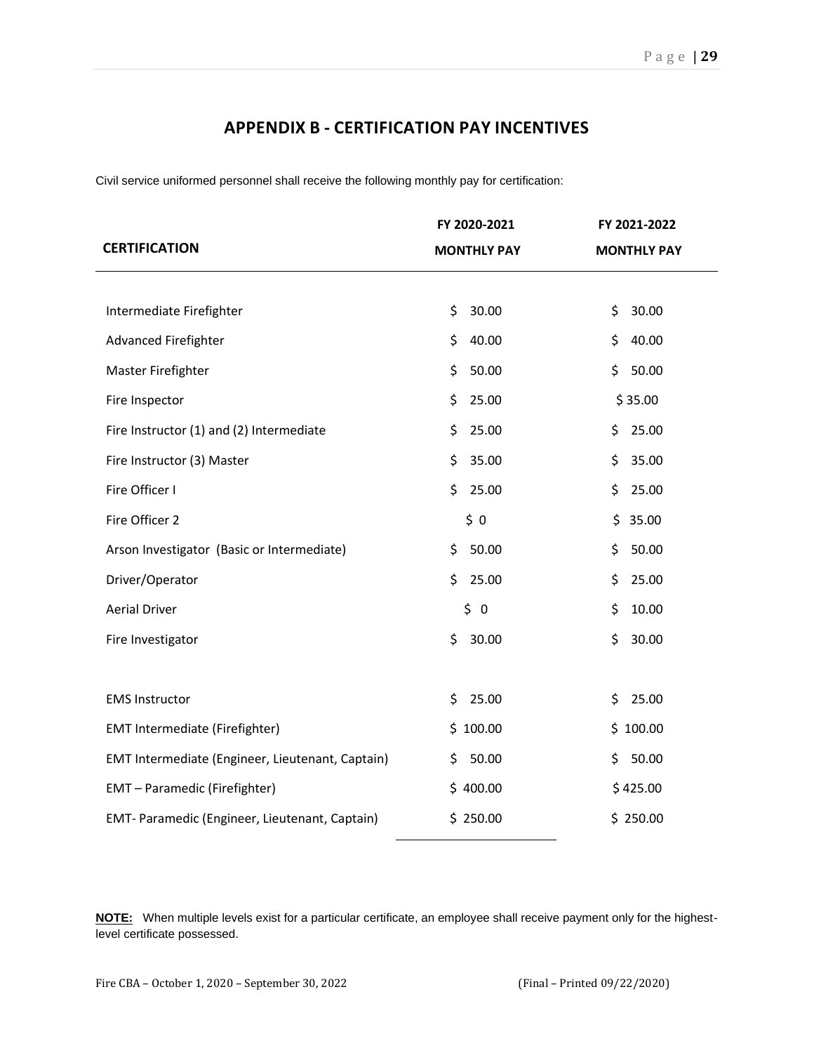# APPENDIX B - CERTIFICATION PAY INCENTIVES

Civil service uniformed personnel shall receive the following monthly pay for certification:

| CERTIFICATION | FY 2020-2021 MONTHLY PAY | FY 2021-2022 MONTHLY PAY |
|---|---|---|
| Intermediate Firefighter | $ 30.00 | $ 30.00 |
| Advanced Firefighter | $ 40.00 | $ 40.00 |
| Master Firefighter | $ 50.00 | $ 50.00 |
| Fire Inspector | $ 25.00 | $ 35.00 |
| Fire Instructor (1) and (2) Intermediate | $ 25.00 | $ 25.00 |
| Fire Instructor (3) Master | $ 35.00 | $ 35.00 |
| Fire Officer I | $ 25.00 | $ 25.00 |
| Fire Officer 2 | $ 0 | $ 35.00 |
| Arson Investigator (Basic or Intermediate) | $ 50.00 | $ 50.00 |
| Driver/Operator | $ 25.00 | $ 25.00 |
| Aerial Driver | $ 0 | $ 10.00 |
| Fire Investigator | $ 30.00 | $ 30.00 |
| EMS Instructor | $ 25.00 | $ 25.00 |
| EMT Intermediate (Firefighter) | $ 100.00 | $ 100.00 |
| EMT Intermediate (Engineer, Lieutenant, Captain) | $ 50.00 | $ 50.00 |
| EMT – Paramedic (Firefighter) | $ 400.00 | $ 425.00 |
| EMT- Paramedic (Engineer, Lieutenant, Captain) | $ 250.00 | $ 250.00 |

**NOTE:** When multiple levels exist for a particular certificate, an employee shall receive payment only for the highest-level certificate possessed.